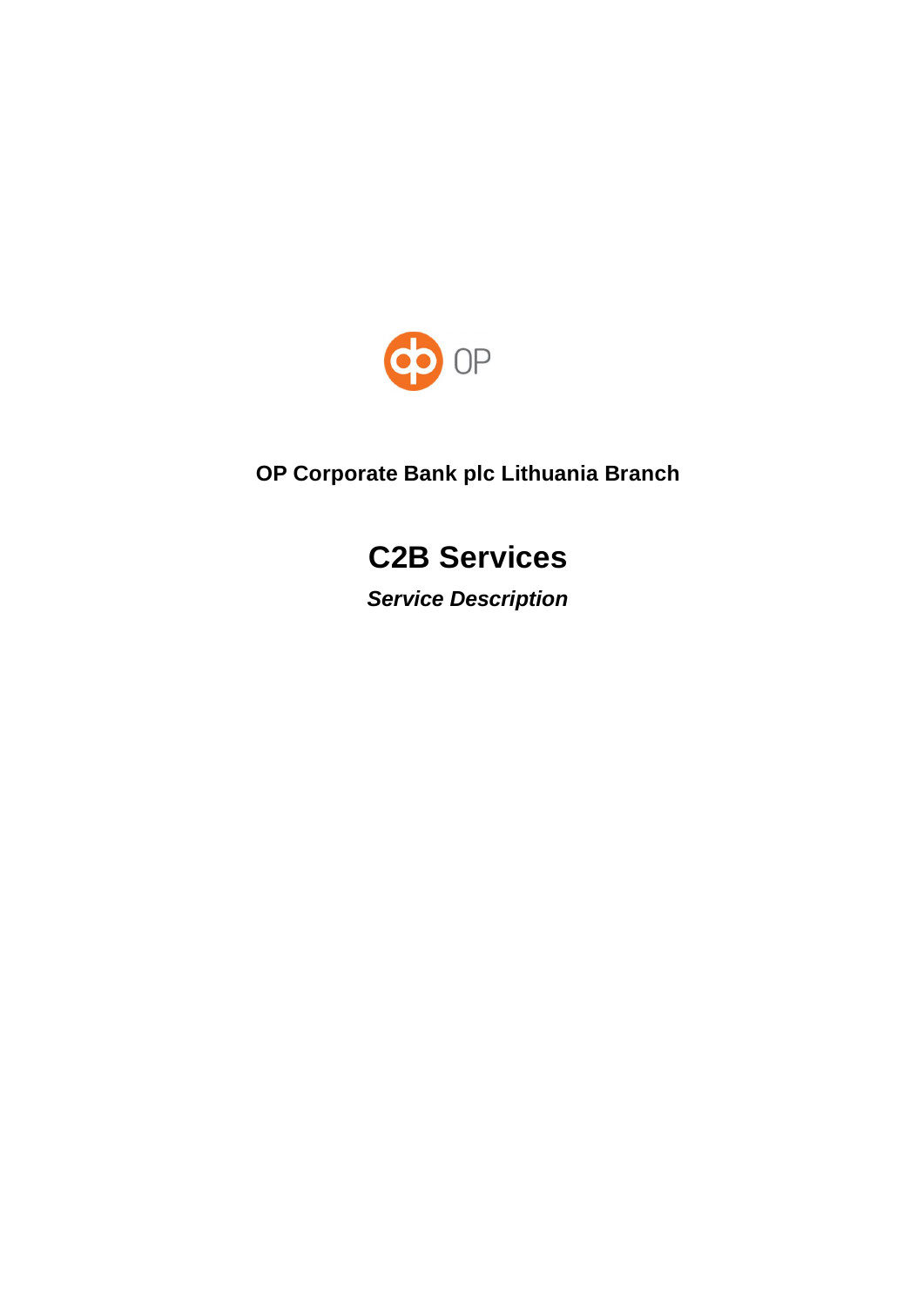**OP Corporate Bank plc Lithuania Branch**

# C2B Services

***Service Description***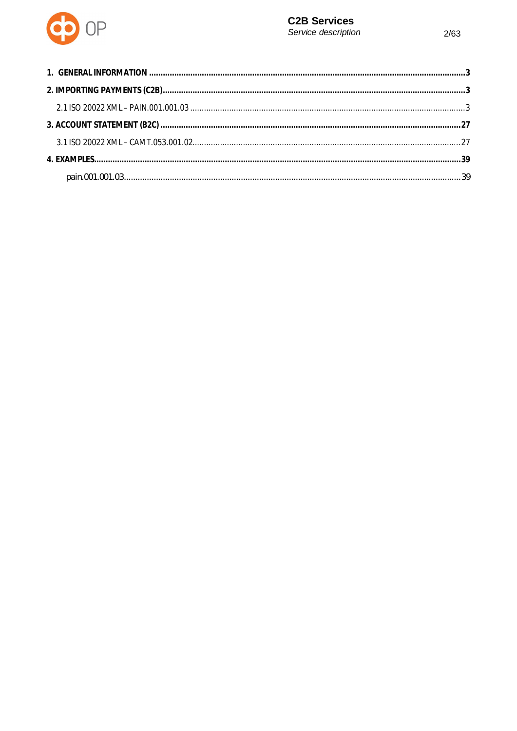**1. GENERAL INFORMATION** .......... **3**

**2. IMPORTING PAYMENTS (C2B)** .......... **3**

2.1 ISO 20022 XML – PAIN.001.001.03 .......... 3

**3. ACCOUNT STATEMENT (B2C)** .......... **27**

3.1 ISO 20022 XML – CAMT.053.001.02 .......... 27

**4. EXAMPLES** .......... **39**

pain.001.001.03 .......... 39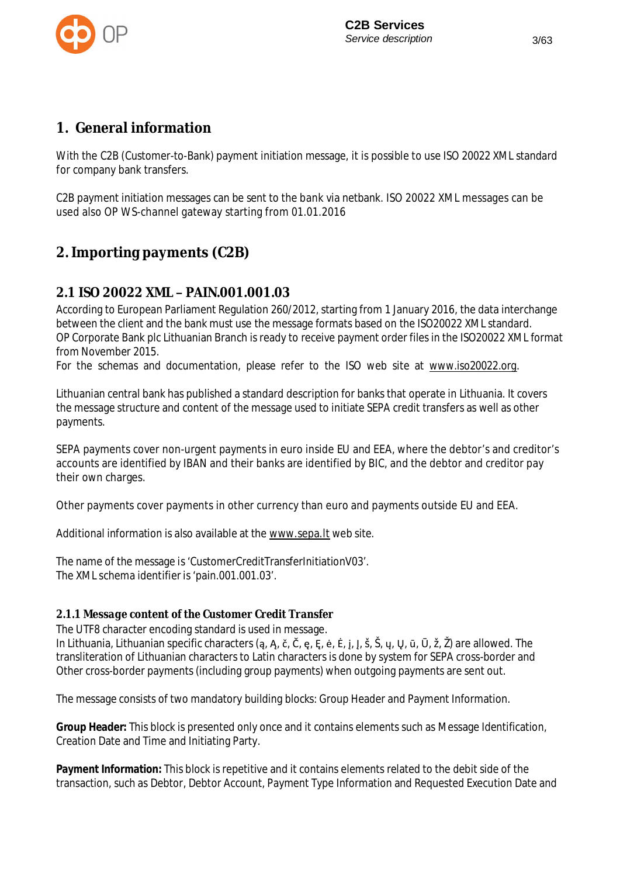# 1. General information

With the C2B (Customer-to-Bank) payment initiation message, it is possible to use ISO 20022 XML standard for company bank transfers.

C2B payment initiation messages can be sent to the bank via netbank. ISO 20022 XML messages can be used also OP WS-channel gateway starting from 01.01.2016

# 2. Importing payments (C2B)

## 2.1 ISO 20022 XML – PAIN.001.001.03

According to European Parliament Regulation 260/2012, starting from 1 January 2016, the data interchange between the client and the bank must use the message formats based on the ISO20022 XML standard.
OP Corporate Bank plc Lithuanian Branch is ready to receive payment order files in the ISO20022 XML format from November 2015.
For the schemas and documentation, please refer to the ISO web site at www.iso20022.org.

Lithuanian central bank has published a standard description for banks that operate in Lithuania. It covers the message structure and content of the message used to initiate SEPA credit transfers as well as other payments.

SEPA payments cover non-urgent payments in euro inside EU and EEA, where the debtor's and creditor's accounts are identified by IBAN and their banks are identified by BIC, and the debtor and creditor pay their own charges.

Other payments cover payments in other currency than euro and payments outside EU and EEA.

Additional information is also available at the www.sepa.lt web site.

The name of the message is 'CustomerCreditTransferInitiationV03'.
The XML schema identifier is 'pain.001.001.03'.

### 2.1.1 Message content of the Customer Credit Transfer

The UTF8 character encoding standard is used in message.
In Lithuania, Lithuanian specific characters (ą, Ą, č, Č, ę, Ę, ė, Ė, į, Į, š, Š, ų, Ų, ū, Ū, ž, Ž) are allowed. The transliteration of Lithuanian characters to Latin characters is done by system for SEPA cross-border and Other cross-border payments (including group payments) when outgoing payments are sent out.

The message consists of two mandatory building blocks: Group Header and Payment Information.

**Group Header:** This block is presented only once and it contains elements such as Message Identification, Creation Date and Time and Initiating Party.

**Payment Information:** This block is repetitive and it contains elements related to the debit side of the transaction, such as Debtor, Debtor Account, Payment Type Information and Requested Execution Date and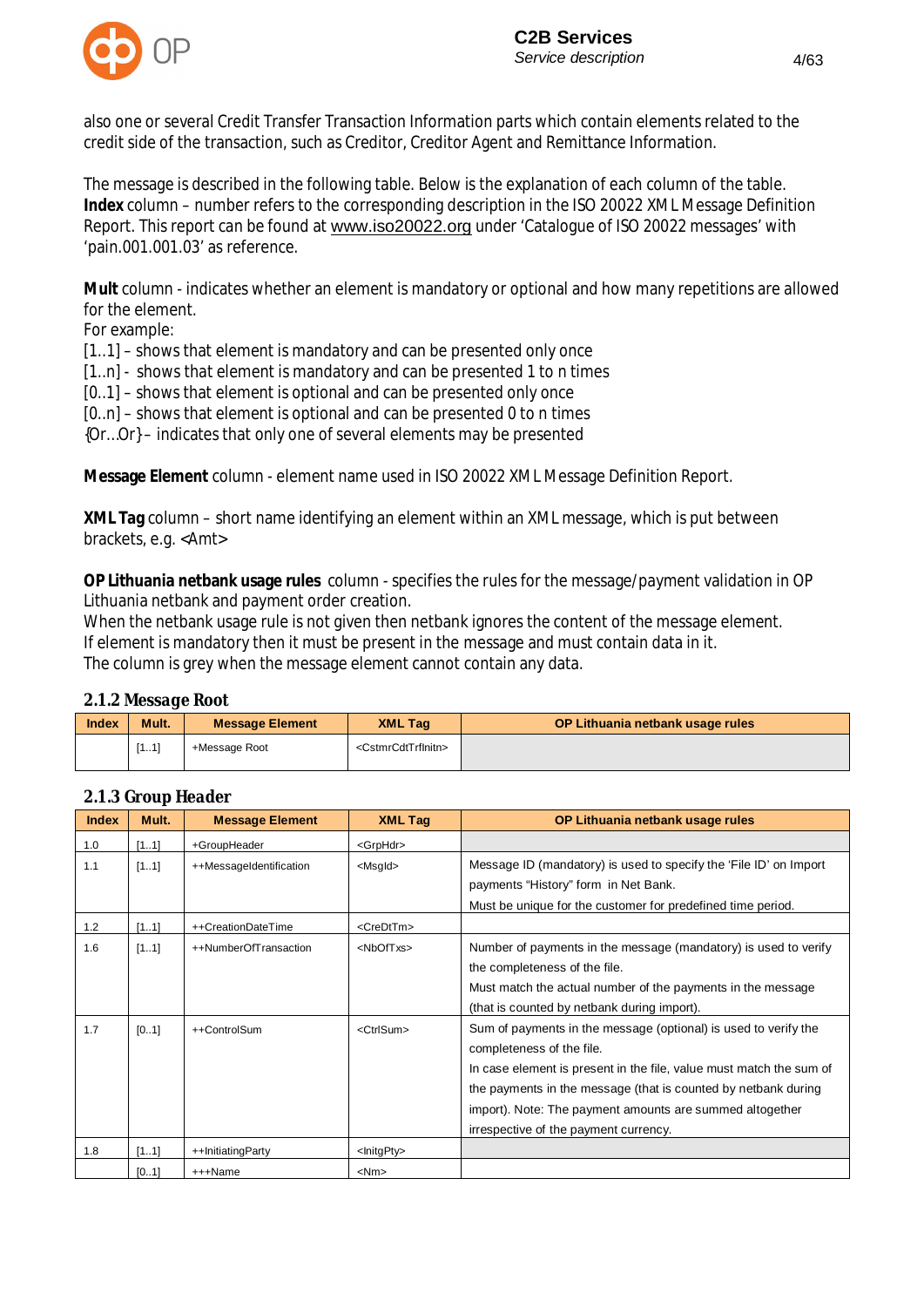also one or several Credit Transfer Transaction Information parts which contain elements related to the credit side of the transaction, such as Creditor, Creditor Agent and Remittance Information.

The message is described in the following table. Below is the explanation of each column of the table.
**Index** column – number refers to the corresponding description in the ISO 20022 XML Message Definition Report. This report can be found at www.iso20022.org under 'Catalogue of ISO 20022 messages' with 'pain.001.001.03' as reference.

**Mult** column - indicates whether an element is mandatory or optional and how many repetitions are allowed for the element.
For example:
[1..1] – shows that element is mandatory and can be presented only once
[1..n] - shows that element is mandatory and can be presented 1 to n times
[0..1] – shows that element is optional and can be presented only once
[0..n] – shows that element is optional and can be presented 0 to n times
{Or…Or} – indicates that only one of several elements may be presented

**Message Element** column - element name used in ISO 20022 XML Message Definition Report.

**XML Tag** column – short name identifying an element within an XML message, which is put between brackets, e.g. <Amt>

**OP Lithuania netbank usage rules** column - specifies the rules for the message/payment validation in OP Lithuania netbank and payment order creation.
When the netbank usage rule is not given then netbank ignores the content of the message element.
If element is mandatory then it must be present in the message and must contain data in it.
The column is grey when the message element cannot contain any data.

### 2.1.2 Message Root

| Index | Mult. | Message Element | XML Tag | OP Lithuania netbank usage rules |
|---|---|---|---|---|
| | [1..1] | +Message Root | <CstmrCdtTrfInitn> | |

### 2.1.3 Group Header

| Index | Mult. | Message Element | XML Tag | OP Lithuania netbank usage rules |
|---|---|---|---|---|
| 1.0 | [1..1] | +GroupHeader | <GrpHdr> | |
| 1.1 | [1..1] | ++MessageIdentification | <MsgId> | Message ID (mandatory) is used to specify the 'File ID' on Import payments "History" form in Net Bank.<br>Must be unique for the customer for predefined time period. |
| 1.2 | [1..1] | ++CreationDateTime | <CreDtTm> | |
| 1.6 | [1..1] | ++NumberOfTransaction | <NbOfTxs> | Number of payments in the message (mandatory) is used to verify the completeness of the file.<br>Must match the actual number of the payments in the message (that is counted by netbank during import). |
| 1.7 | [0..1] | ++ControlSum | <CtrlSum> | Sum of payments in the message (optional) is used to verify the completeness of the file.<br>In case element is present in the file, value must match the sum of the payments in the message (that is counted by netbank during import). Note: The payment amounts are summed altogether irrespective of the payment currency. |
| 1.8 | [1..1] | ++InitiatingParty | <InitgPty> | |
| | [0..1] | +++Name | <Nm> | |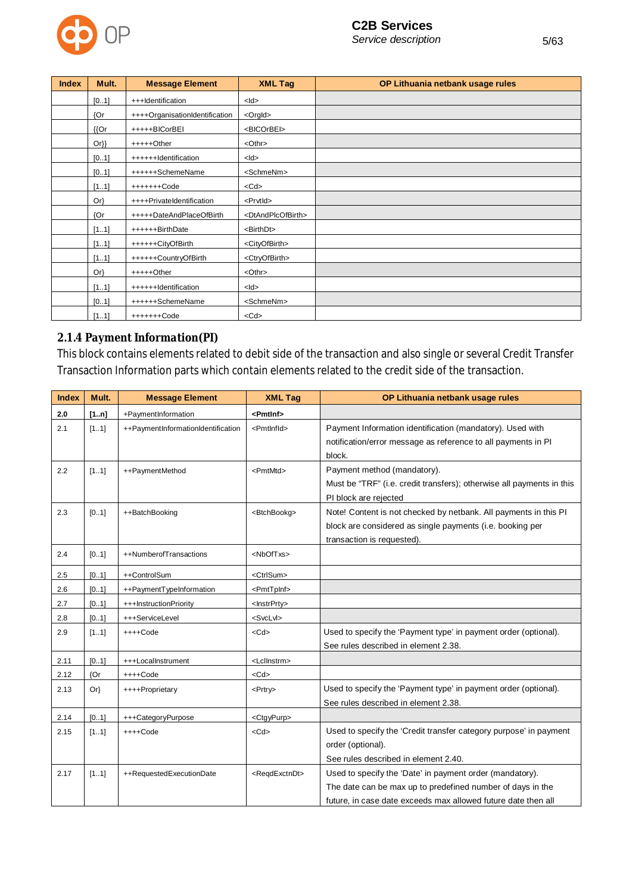| Index | Mult. | Message Element | XML Tag | OP Lithuania netbank usage rules |
|---|---|---|---|---|
| | [0..1] | +++Identification | <Id> | |
| | {Or | ++++OrganisationIdentification | <OrgId> | |
| | {{Or | +++++BICorBEI | <BICOrBEI> | |
| | Or}} | +++++Other | <Othr> | |
| | [0..1] | ++++++Identification | <Id> | |
| | [0..1] | ++++++SchemeName | <SchmeNm> | |
| | [1..1] | +++++++Code | <Cd> | |
| | Or} | ++++PrivateIdentification | <PrvtId> | |
| | {Or | +++++DateAndPlaceOfBirth | <DtAndPlcOfBirth> | |
| | [1..1] | ++++++BirthDate | <BirthDt> | |
| | [1..1] | ++++++CityOfBirth | <CityOfBirth> | |
| | [1..1] | ++++++CountryOfBirth | <CtryOfBirth> | |
| | Or} | +++++Other | <Othr> | |
| | [1..1] | ++++++Identification | <Id> | |
| | [0..1] | ++++++SchemeName | <SchmeNm> | |
| | [1..1] | +++++++Code | <Cd> | |

### 2.1.4 Payment Information(PI)

This block contains elements related to debit side of the transaction and also single or several Credit Transfer Transaction Information parts which contain elements related to the credit side of the transaction.

| Index | Mult. | Message Element | XML Tag | OP Lithuania netbank usage rules |
|---|---|---|---|---|
| **2.0** | **[1..n]** | +PaymentInformation | **<PmtInf>** | |
| 2.1 | [1..1] | ++PaymentInformationIdentification | <PmtInfId> | Payment Information identification (mandatory). Used with notification/error message as reference to all payments in PI block. |
| 2.2 | [1..1] | ++PaymentMethod | <PmtMtd> | Payment method (mandatory). Must be "TRF" (i.e. credit transfers); otherwise all payments in this PI block are rejected |
| 2.3 | [0..1] | ++BatchBooking | <BtchBookg> | Note! Content is not checked by netbank. All payments in this PI block are considered as single payments (i.e. booking per transaction is requested). |
| 2.4 | [0..1] | ++NumberofTransactions | <NbOfTxs> | |
| 2.5 | [0..1] | ++ControlSum | <CtrlSum> | |
| 2.6 | [0..1] | ++PaymentTypeInformation | <PmtTpInf> | |
| 2.7 | [0..1] | +++InstructionPriority | <InstrPrty> | |
| 2.8 | [0..1] | +++ServiceLevel | <SvcLvl> | |
| 2.9 | [1..1] | ++++Code | <Cd> | Used to specify the 'Payment type' in payment order (optional). See rules described in element 2.38. |
| 2.11 | [0..1] | +++LocalInstrument | <LclInstrm> | |
| 2.12 | {Or | ++++Code | <Cd> | |
| 2.13 | Or} | ++++Proprietary | <Prtry> | Used to specify the 'Payment type' in payment order (optional). See rules described in element 2.38. |
| 2.14 | [0..1] | +++CategoryPurpose | <CtgyPurp> | |
| 2.15 | [1..1] | ++++Code | <Cd> | Used to specify the 'Credit transfer category purpose' in payment order (optional). See rules described in element 2.40. |
| 2.17 | [1..1] | ++RequestedExecutionDate | <ReqdExctnDt> | Used to specify the 'Date' in payment order (mandatory). The date can be max up to predefined number of days in the future, in case date exceeds max allowed future date then all |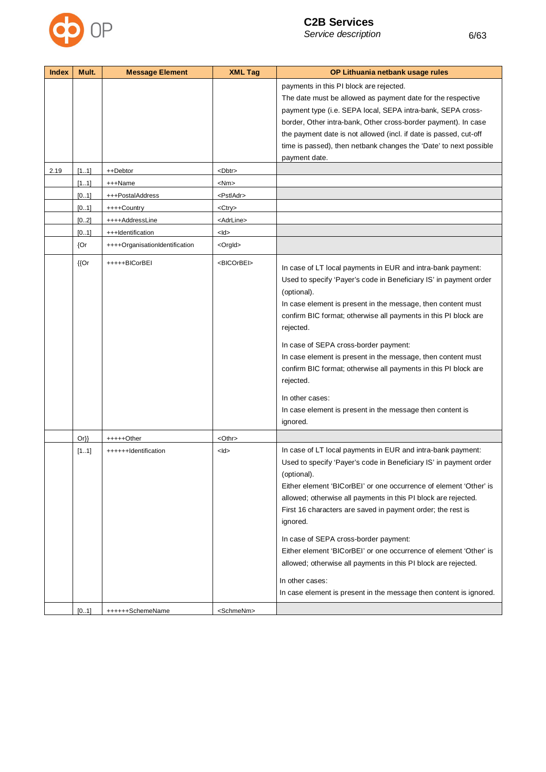| Index | Mult. | Message Element | XML Tag | OP Lithuania netbank usage rules |
|---|---|---|---|---|
| | | | | payments in this PI block are rejected.<br>The date must be allowed as payment date for the respective payment type (i.e. SEPA local, SEPA intra-bank, SEPA cross-border, Other intra-bank, Other cross-border payment). In case the payment date is not allowed (incl. if date is passed, cut-off time is passed), then netbank changes the 'Date' to next possible payment date. |
| 2.19 | [1..1] | ++Debtor | <Dbtr> | |
| | [1..1] | +++Name | <Nm> | |
| | [0..1] | +++PostalAddress | <PstlAdr> | |
| | [0..1] | ++++Country | <Ctry> | |
| | [0..2] | ++++AddressLine | <AdrLine> | |
| | [0..1] | +++Identification | <Id> | |
| | {Or | ++++OrganisationIdentification | <OrgId> | |
| | {{Or | +++++BICorBEI | <BICOrBEI> | In case of LT local payments in EUR and intra-bank payment:<br>Used to specify 'Payer's code in Beneficiary IS' in payment order (optional).<br>In case element is present in the message, then content must confirm BIC format; otherwise all payments in this PI block are rejected.<br><br>In case of SEPA cross-border payment:<br>In case element is present in the message, then content must confirm BIC format; otherwise all payments in this PI block are rejected.<br><br>In other cases:<br>In case element is present in the message then content is ignored. |
| | Or}} | +++++Other | <Othr> | |
| | [1..1] | ++++++Identification | <Id> | In case of LT local payments in EUR and intra-bank payment:<br>Used to specify 'Payer's code in Beneficiary IS' in payment order (optional).<br>Either element 'BICorBEI' or one occurrence of element 'Other' is allowed; otherwise all payments in this PI block are rejected.<br>First 16 characters are saved in payment order; the rest is ignored.<br><br>In case of SEPA cross-border payment:<br>Either element 'BICorBEI' or one occurrence of element 'Other' is allowed; otherwise all payments in this PI block are rejected.<br><br>In other cases:<br>In case element is present in the message then content is ignored. |
| | [0..1] | ++++++SchemeName | <SchmeNm> | |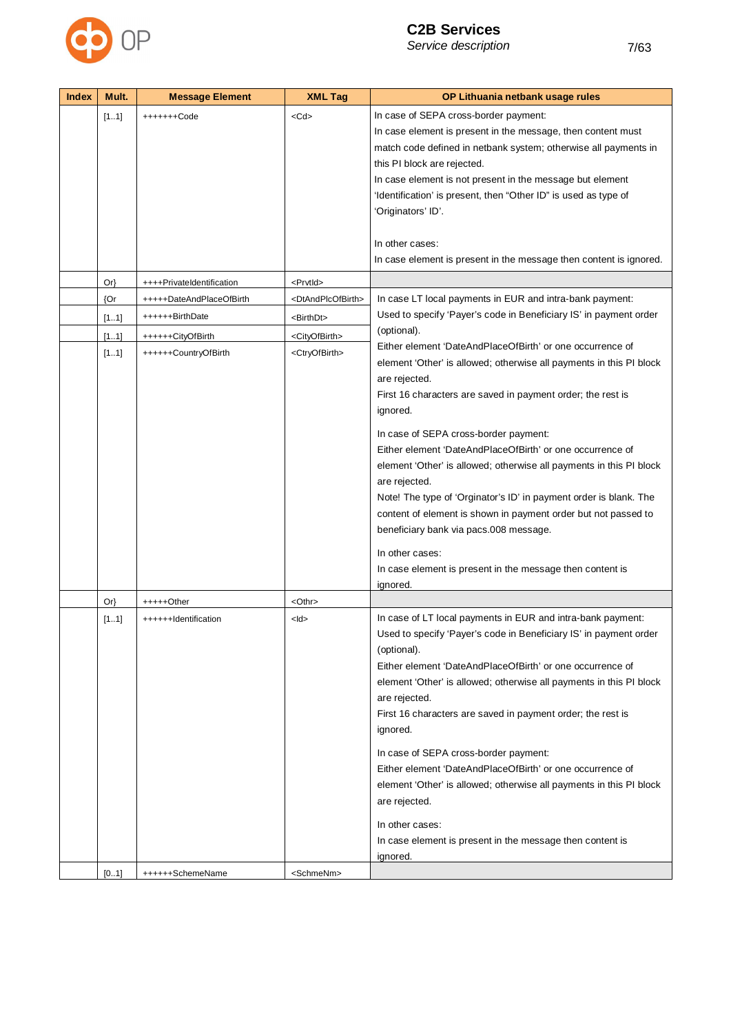| Index | Mult. | Message Element | XML Tag | OP Lithuania netbank usage rules |
|---|---|---|---|---|
| | [1..1] | +++++++Code | <Cd> | In case of SEPA cross-border payment:<br>In case element is present in the message, then content must match code defined in netbank system; otherwise all payments in this PI block are rejected.<br>In case element is not present in the message but element 'Identification' is present, then "Other ID" is used as type of 'Originators' ID'.<br><br>In other cases:<br>In case element is present in the message then content is ignored. |
| | Or} | ++++PrivateIdentification | <PrvtId> | |
| | {Or | +++++DateAndPlaceOfBirth | <DtAndPlcOfBirth> | In case LT local payments in EUR and intra-bank payment:<br>Used to specify 'Payer's code in Beneficiary IS' in payment order (optional).<br>Either element 'DateAndPlaceOfBirth' or one occurrence of element 'Other' is allowed; otherwise all payments in this PI block are rejected.<br>First 16 characters are saved in payment order; the rest is ignored.<br><br>In case of SEPA cross-border payment:<br>Either element 'DateAndPlaceOfBirth' or one occurrence of element 'Other' is allowed; otherwise all payments in this PI block are rejected.<br>Note! The type of 'Orginator's ID' in payment order is blank. The content of element is shown in payment order but not passed to beneficiary bank via pacs.008 message.<br><br>In other cases:<br>In case element is present in the message then content is ignored. |
| | [1..1] | ++++++BirthDate | <BirthDt> | |
| | [1..1] | ++++++CityOfBirth | <CityOfBirth> | |
| | [1..1] | ++++++CountryOfBirth | <CtryOfBirth> | |
| | Or} | +++++Other | <Othr> | |
| | [1..1] | ++++++Identification | <Id> | In case of LT local payments in EUR and intra-bank payment:<br>Used to specify 'Payer's code in Beneficiary IS' in payment order (optional).<br>Either element 'DateAndPlaceOfBirth' or one occurrence of element 'Other' is allowed; otherwise all payments in this PI block are rejected.<br>First 16 characters are saved in payment order; the rest is ignored.<br><br>In case of SEPA cross-border payment:<br>Either element 'DateAndPlaceOfBirth' or one occurrence of element 'Other' is allowed; otherwise all payments in this PI block are rejected.<br><br>In other cases:<br>In case element is present in the message then content is ignored. |
| | [0..1] | ++++++SchemeName | <SchmeNm> | |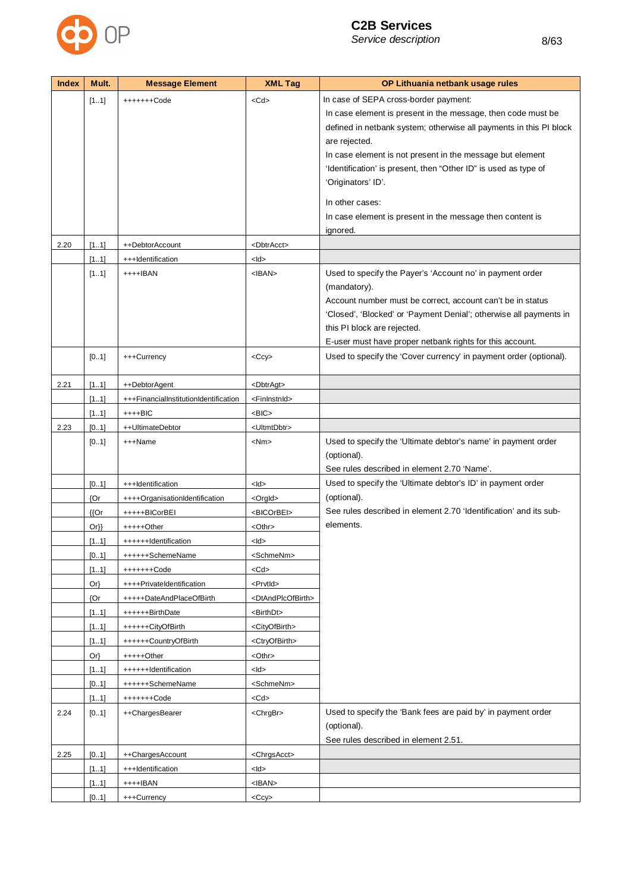| Index | Mult. | Message Element | XML Tag | OP Lithuania netbank usage rules |
|---|---|---|---|---|
| | [1..1] | +++++++Code | <Cd> | In case of SEPA cross-border payment: In case element is present in the message, then code must be defined in netbank system; otherwise all payments in this PI block are rejected. In case element is not present in the message but element 'Identification' is present, then "Other ID" is used as type of 'Originators' ID'. In other cases: In case element is present in the message then content is ignored. |
| 2.20 | [1..1] | ++DebtorAccount | <DbtrAcct> | |
| | [1..1] | +++Identification | <Id> | |
| | [1..1] | ++++IBAN | <IBAN> | Used to specify the Payer's 'Account no' in payment order (mandatory). Account number must be correct, account can't be in status 'Closed', 'Blocked' or 'Payment Denial'; otherwise all payments in this PI block are rejected. E-user must have proper netbank rights for this account. |
| | [0..1] | +++Currency | <Ccy> | Used to specify the 'Cover currency' in payment order (optional). |
| 2.21 | [1..1] | ++DebtorAgent | <DbtrAgt> | |
| | [1..1] | +++FinancialInstitutionIdentification | <FinInstnId> | |
| | [1..1] | ++++BIC | <BIC> | |
| 2.23 | [0..1] | ++UltimateDebtor | <UltmtDbtr> | |
| | [0..1] | +++Name | <Nm> | Used to specify the 'Ultimate debtor's name' in payment order (optional). See rules described in element 2.70 'Name'. |
| | [0..1] | +++Identification | <Id> | Used to specify the 'Ultimate debtor's ID' in payment order (optional). See rules described in element 2.70 'Identification' and its sub-elements. |
| | {Or | ++++OrganisationIdentification | <OrgId> | |
| | {{Or | +++++BICOrBEI | <BICOrBEI> | |
| | Or}} | +++++Other | <Othr> | |
| | [1..1] | ++++++Identification | <Id> | |
| | [0..1] | ++++++SchemeName | <SchmeNm> | |
| | [1..1] | +++++++Code | <Cd> | |
| | Or} | ++++PrivateIdentification | <PrvtId> | |
| | {Or | +++++DateAndPlaceOfBirth | <DtAndPlcOfBirth> | |
| | [1..1] | ++++++BirthDate | <BirthDt> | |
| | [1..1] | ++++++CityOfBirth | <CityOfBirth> | |
| | [1..1] | ++++++CountryOfBirth | <CtryOfBirth> | |
| | Or} | +++++Other | <Othr> | |
| | [1..1] | ++++++Identification | <Id> | |
| | [0..1] | ++++++SchemeName | <SchmeNm> | |
| | [1..1] | +++++++Code | <Cd> | |
| 2.24 | [0..1] | ++ChargesBearer | <ChrgBr> | Used to specify the 'Bank fees are paid by' in payment order (optional). See rules described in element 2.51. |
| 2.25 | [0..1] | ++ChargesAccount | <ChrgsAcct> | |
| | [1..1] | +++Identification | <Id> | |
| | [1..1] | ++++IBAN | <IBAN> | |
| | [0..1] | +++Currency | <Ccy> | |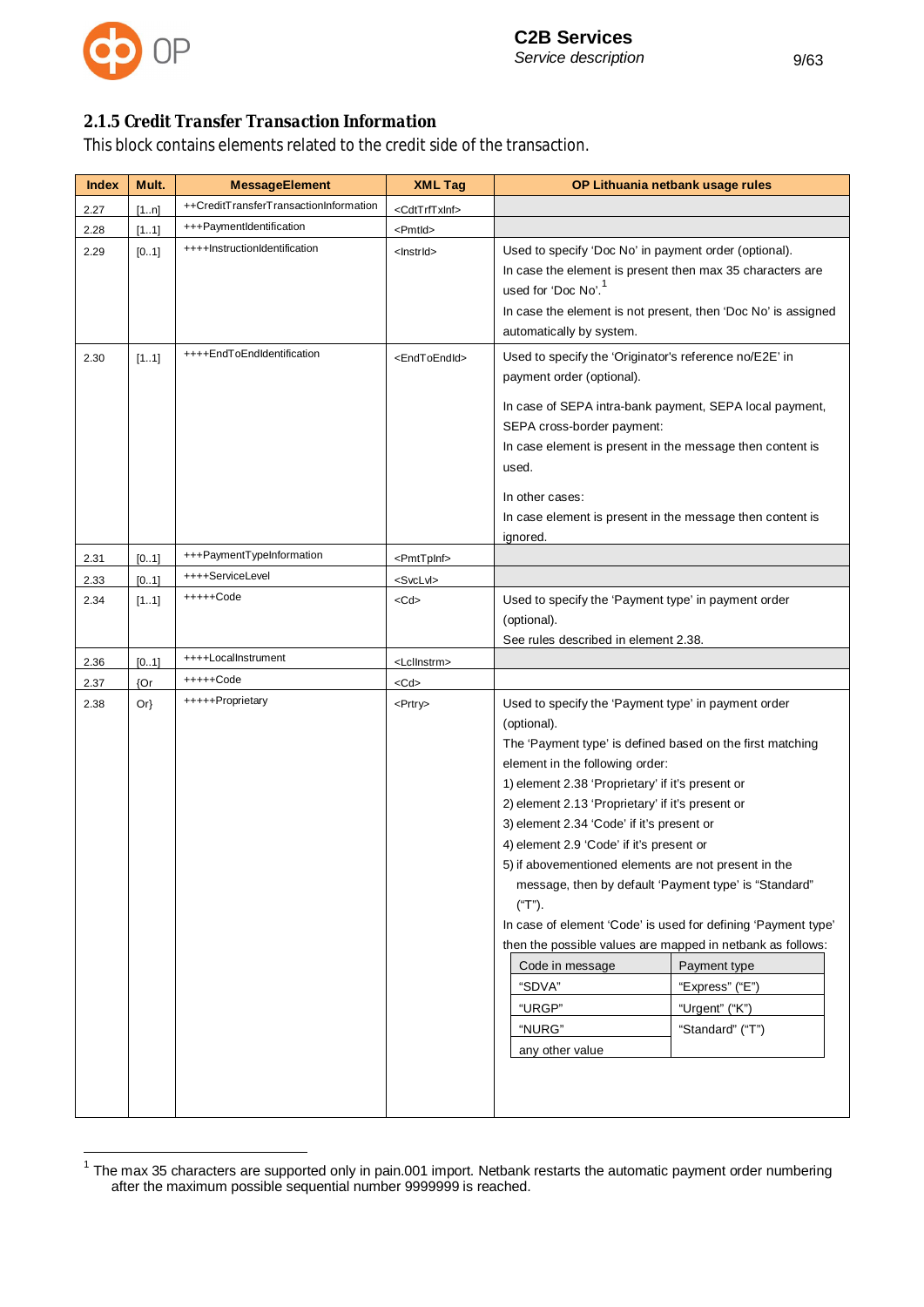### 2.1.5 Credit Transfer Transaction Information

This block contains elements related to the credit side of the transaction.

| Index | Mult. | MessageElement | XML Tag | OP Lithuania netbank usage rules |
|---|---|---|---|---|
| 2.27 | [1..n] | ++CreditTransferTransactionInformation | <CdtTrfTxInf> | |
| 2.28 | [1..1] | +++PaymentIdentification | <PmtId> | |
| 2.29 | [0..1] | ++++InstructionIdentification | <InstrId> | Used to specify 'Doc No' in payment order (optional).<br>In case the element is present then max 35 characters are used for 'Doc No'.[1]<br>In case the element is not present, then 'Doc No' is assigned automatically by system. |
| 2.30 | [1..1] | ++++EndToEndIdentification | <EndToEndId> | Used to specify the 'Originator's reference no/E2E' in payment order (optional).<br><br>In case of SEPA intra-bank payment, SEPA local payment, SEPA cross-border payment:<br>In case element is present in the message then content is used.<br><br>In other cases:<br>In case element is present in the message then content is ignored. |
| 2.31 | [0..1] | +++PaymentTypeInformation | <PmtTpInf> | |
| 2.33 | [0..1] | ++++ServiceLevel | <SvcLvl> | |
| 2.34 | [1..1] | +++++Code | <Cd> | Used to specify the 'Payment type' in payment order (optional).<br>See rules described in element 2.38. |
| 2.36 | [0..1] | ++++LocalInstrument | <LclInstrm> | |
| 2.37 | {Or | +++++Code | <Cd> | |
| 2.38 | Or} | +++++Proprietary | <Prtry> | Used to specify the 'Payment type' in payment order (optional).<br>The 'Payment type' is defined based on the first matching element in the following order:<br>1) element 2.38 'Proprietary' if it's present or<br>2) element 2.13 'Proprietary' if it's present or<br>3) element 2.34 'Code' if it's present or<br>4) element 2.9 'Code' if it's present or<br>5) if abovementioned elements are not present in the message, then by default 'Payment type' is "Standard" ("T").<br>In case of element 'Code' is used for defining 'Payment type' then the possible values are mapped in netbank as follows:<br>Code in message → Payment type:<br>"SDVA" → "Express" ("E")<br>"URGP" → "Urgent" ("K")<br>"NURG" / any other value → "Standard" ("T") |

[1] The max 35 characters are supported only in pain.001 import. Netbank restarts the automatic payment order numbering after the maximum possible sequential number 9999999 is reached.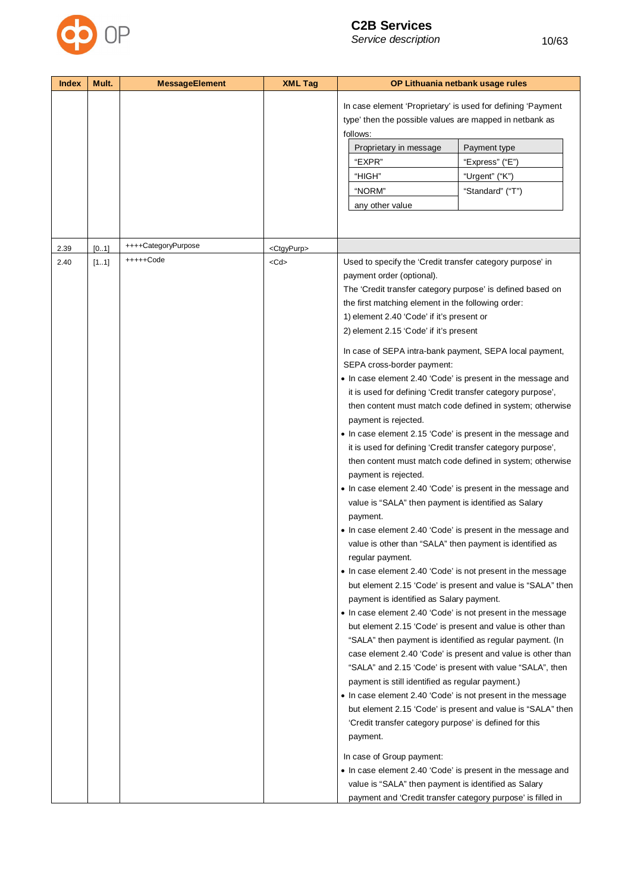| Index | Mult. | MessageElement | XML Tag | OP Lithuania netbank usage rules |
|---|---|---|---|---|
| | | | | In case element 'Proprietary' is used for defining 'Payment type' then the possible values are mapped in netbank as follows:<br>Proprietary in message → Payment type<br>"EXPR" → "Express" ("E")<br>"HIGH" → "Urgent" ("K")<br>"NORM" / any other value → "Standard" ("T") |
| 2.39 | [0..1] | ++++CategoryPurpose | <CtgyPurp> | |
| 2.40 | [1..1] | +++++Code | <Cd> | Used to specify the 'Credit transfer category purpose' in payment order (optional).<br>The 'Credit transfer category purpose' is defined based on the first matching element in the following order:<br>1) element 2.40 'Code' if it's present or<br>2) element 2.15 'Code' if it's present<br><br>In case of SEPA intra-bank payment, SEPA local payment, SEPA cross-border payment:<br>• In case element 2.40 'Code' is present in the message and it is used for defining 'Credit transfer category purpose', then content must match code defined in system; otherwise payment is rejected.<br>• In case element 2.15 'Code' is present in the message and it is used for defining 'Credit transfer category purpose', then content must match code defined in system; otherwise payment is rejected.<br>• In case element 2.40 'Code' is present in the message and value is "SALA" then payment is identified as Salary payment.<br>• In case element 2.40 'Code' is present in the message and value is other than "SALA" then payment is identified as regular payment.<br>• In case element 2.40 'Code' is not present in the message but element 2.15 'Code' is present and value is "SALA" then payment is identified as Salary payment.<br>• In case element 2.40 'Code' is not present in the message but element 2.15 'Code' is present and value is other than "SALA" then payment is identified as regular payment. (In case element 2.40 'Code' is present and value is other than "SALA" and 2.15 'Code' is present with value "SALA", then payment is still identified as regular payment.)<br>• In case element 2.40 'Code' is not present in the message but element 2.15 'Code' is present and value is "SALA" then 'Credit transfer category purpose' is defined for this payment.<br><br>In case of Group payment:<br>• In case element 2.40 'Code' is present in the message and value is "SALA" then payment is identified as Salary payment and 'Credit transfer category purpose' is filled in |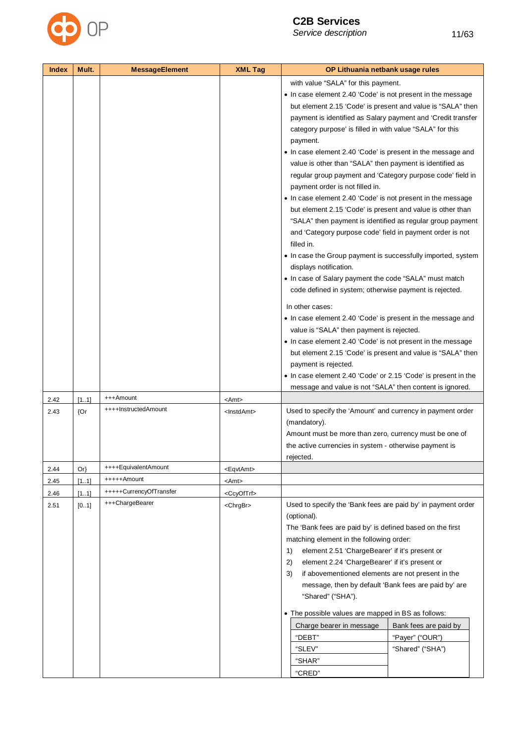| Index | Mult. | MessageElement | XML Tag | OP Lithuania netbank usage rules |
|---|---|---|---|---|
| | | | | with value "SALA" for this payment.<br>• In case element 2.40 'Code' is not present in the message but element 2.15 'Code' is present and value is "SALA" then payment is identified as Salary payment and 'Credit transfer category purpose' is filled in with value "SALA" for this payment.<br>• In case element 2.40 'Code' is present in the message and value is other than "SALA" then payment is identified as regular group payment and 'Category purpose code' field in payment order is not filled in.<br>• In case element 2.40 'Code' is not present in the message but element 2.15 'Code' is present and value is other than "SALA" then payment is identified as regular group payment and 'Category purpose code' field in payment order is not filled in.<br>• In case the Group payment is successfully imported, system displays notification.<br>• In case of Salary payment the code "SALA" must match code defined in system; otherwise payment is rejected.<br><br>In other cases:<br>• In case element 2.40 'Code' is present in the message and value is "SALA" then payment is rejected.<br>• In case element 2.40 'Code' is not present in the message but element 2.15 'Code' is present and value is "SALA" then payment is rejected.<br>• In case element 2.40 'Code' or 2.15 'Code' is present in the message and value is not "SALA" then content is ignored. |
| 2.42 | [1..1] | +++Amount | &lt;Amt&gt; | |
| 2.43 | {Or | ++++InstructedAmount | &lt;InstdAmt&gt; | Used to specify the 'Amount' and currency in payment order (mandatory).<br>Amount must be more than zero, currency must be one of the active currencies in system - otherwise payment is rejected. |
| 2.44 | Or} | ++++EquivalentAmount | &lt;EqvtAmt&gt; | |
| 2.45 | [1..1] | +++++Amount | &lt;Amt&gt; | |
| 2.46 | [1..1] | +++++CurrencyOfTransfer | &lt;CcyOfTrf&gt; | |
| 2.51 | [0..1] | +++ChargeBearer | &lt;ChrgBr&gt; | Used to specify the 'Bank fees are paid by' in payment order (optional).<br>The 'Bank fees are paid by' is defined based on the first matching element in the following order:<br>1) element 2.51 'ChargeBearer' if it's present or<br>2) element 2.24 'ChargeBearer' if it's present or<br>3) if abovementioned elements are not present in the message, then by default 'Bank fees are paid by' are "Shared" ("SHA").<br><br>• The possible values are mapped in BS as follows:<br>Charge bearer in message → Bank fees are paid by<br>"DEBT" → "Payer" ("OUR")<br>"SLEV", "SHAR", "CRED" → "Shared" ("SHA") |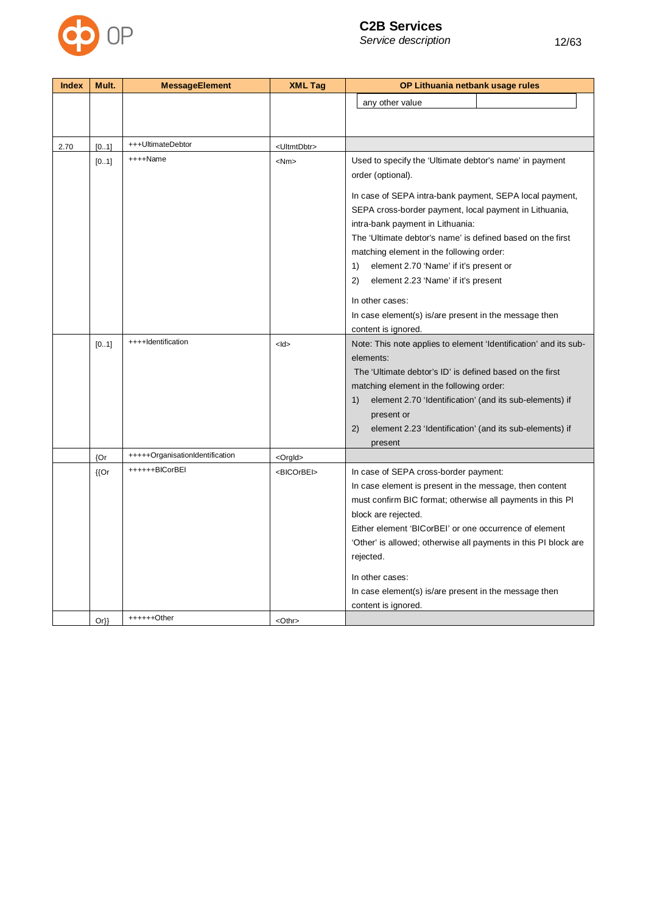| Index | Mult. | MessageElement | XML Tag | OP Lithuania netbank usage rules |
|---|---|---|---|---|
| | | | | any other value |
| 2.70 | [0..1] | +++UltimateDebtor | <UltmtDbtr> | |
| | [0..1] | ++++Name | <Nm> | Used to specify the 'Ultimate debtor's name' in payment order (optional).<br><br>In case of SEPA intra-bank payment, SEPA local payment, SEPA cross-border payment, local payment in Lithuania, intra-bank payment in Lithuania:<br>The 'Ultimate debtor's name' is defined based on the first matching element in the following order:<br>1) element 2.70 'Name' if it's present or<br>2) element 2.23 'Name' if it's present<br><br>In other cases:<br>In case element(s) is/are present in the message then content is ignored. |
| | [0..1] | ++++Identification | <Id> | Note: This note applies to element 'Identification' and its sub-elements:<br>The 'Ultimate debtor's ID' is defined based on the first matching element in the following order:<br>1) element 2.70 'Identification' (and its sub-elements) if present or<br>2) element 2.23 'Identification' (and its sub-elements) if present |
| | {Or | +++++OrganisationIdentification | <OrgId> | |
| | {{Or | ++++++BICOrBEI | <BICOrBEI> | In case of SEPA cross-border payment:<br>In case element is present in the message, then content must confirm BIC format; otherwise all payments in this PI block are rejected.<br>Either element 'BICorBEI' or one occurrence of element 'Other' is allowed; otherwise all payments in this PI block are rejected.<br><br>In other cases:<br>In case element(s) is/are present in the message then content is ignored. |
| | Or}} | ++++++Other | <Othr> | |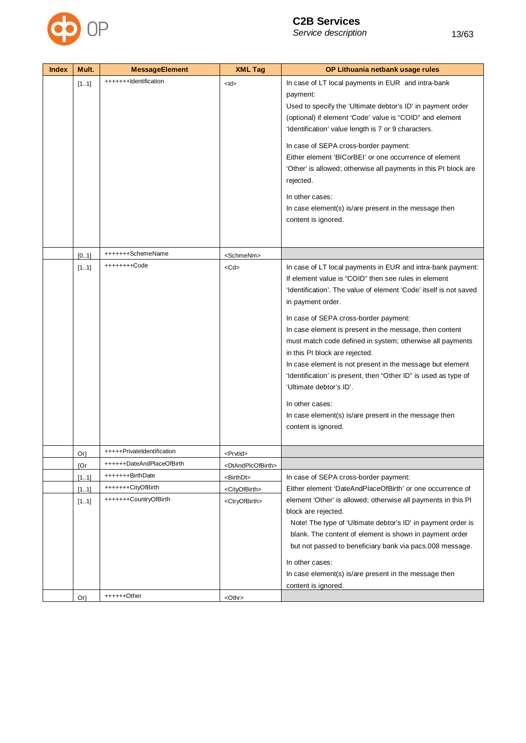| Index | Mult. | MessageElement | XML Tag | OP Lithuania netbank usage rules |
|---|---|---|---|---|
| | [1..1] | +++++++Identification | <Id> | In case of LT local payments in EUR and intra-bank payment:<br>Used to specify the 'Ultimate debtor's ID' in payment order (optional) if element 'Code' value is "COID" and element 'Identification' value length is 7 or 9 characters.<br><br>In case of SEPA cross-border payment:<br>Either element 'BICorBEI' or one occurrence of element 'Other' is allowed; otherwise all payments in this PI block are rejected.<br><br>In other cases:<br>In case element(s) is/are present in the message then content is ignored. |
| | [0..1] | +++++++SchemeName | <SchmeNm> | |
| | [1..1] | ++++++++Code | <Cd> | In case of LT local payments in EUR and intra-bank payment:<br>If element value is "COID" then see rules in element 'Identification'. The value of element 'Code' itself is not saved in payment order.<br><br>In case of SEPA cross-border payment:<br>In case element is present in the message, then content must match code defined in system; otherwise all payments in this PI block are rejected.<br>In case element is not present in the message but element 'Identification' is present, then "Other ID" is used as type of 'Ultimate debtor's ID'.<br><br>In other cases:<br>In case element(s) is/are present in the message then content is ignored. |
| | Or} | +++++PrivateIdentification | <PrvtId> | |
| | {Or | ++++++DateAndPlaceOfBirth | <DtAndPlcOfBirth> | |
| | [1..1] | +++++++BirthDate | <BirthDt> | In case of SEPA cross-border payment:<br>Either element 'DateAndPlaceOfBirth' or one occurrence of element 'Other' is allowed; otherwise all payments in this PI block are rejected.<br>Note! The type of 'Ultimate debtor's ID' in payment order is blank. The content of element is shown in payment order but not passed to beneficiary bank via pacs.008 message.<br><br>In other cases:<br>In case element(s) is/are present in the message then content is ignored. |
| | [1..1] | +++++++CityOfBirth | <CityOfBirth> | |
| | [1..1] | +++++++CountryOfBirth | <CtryOfBirth> | |
| | Or} | ++++++Other | <Othr> | |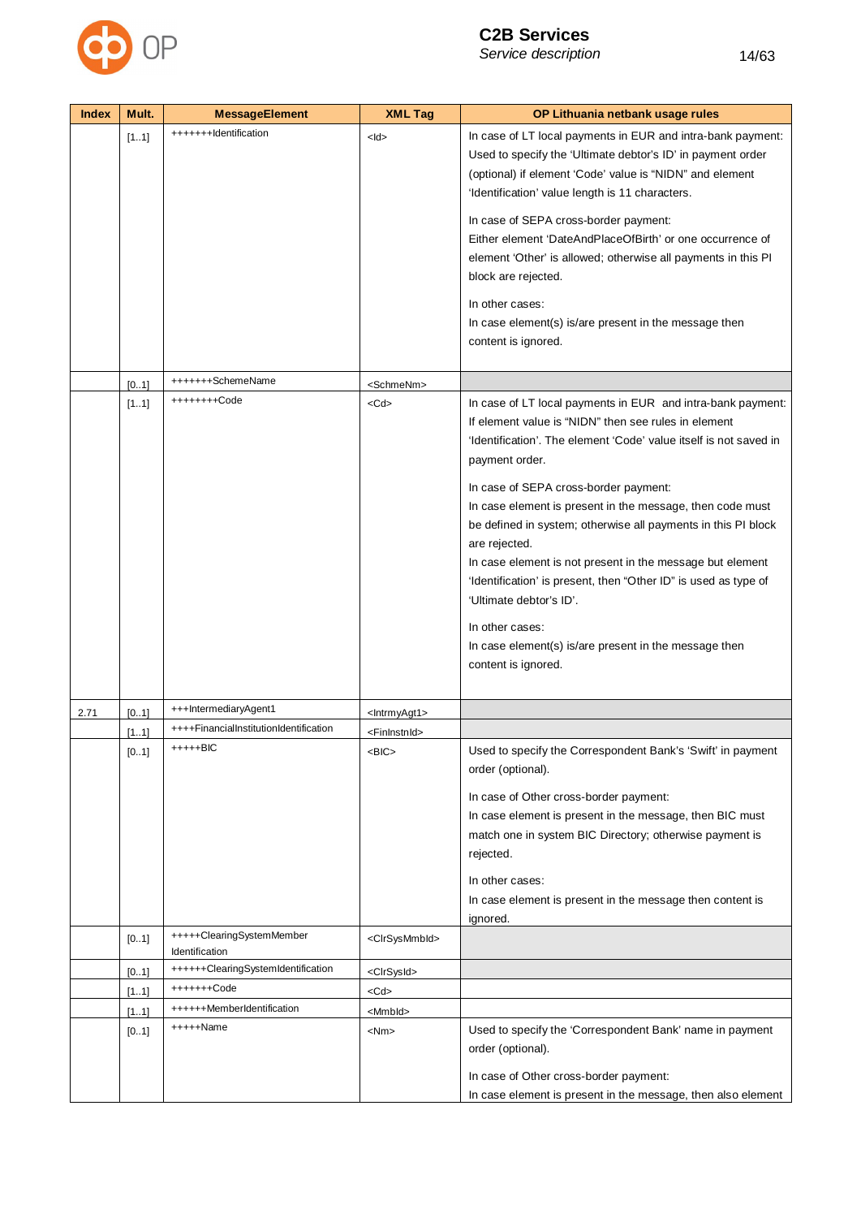| Index | Mult. | MessageElement | XML Tag | OP Lithuania netbank usage rules |
|---|---|---|---|---|
| | [1..1] | +++++++Identification | <Id> | In case of LT local payments in EUR and intra-bank payment: Used to specify the 'Ultimate debtor's ID' in payment order (optional) if element 'Code' value is "NIDN" and element 'Identification' value length is 11 characters.<br><br>In case of SEPA cross-border payment: Either element 'DateAndPlaceOfBirth' or one occurrence of element 'Other' is allowed; otherwise all payments in this PI block are rejected.<br><br>In other cases: In case element(s) is/are present in the message then content is ignored. |
| | [0..1] | +++++++SchemeName | <SchmeNm> | |
| | [1..1] | ++++++++Code | <Cd> | In case of LT local payments in EUR and intra-bank payment: If element value is "NIDN" then see rules in element 'Identification'. The element 'Code' value itself is not saved in payment order.<br><br>In case of SEPA cross-border payment: In case element is present in the message, then code must be defined in system; otherwise all payments in this PI block are rejected. In case element is not present in the message but element 'Identification' is present, then "Other ID" is used as type of 'Ultimate debtor's ID'.<br><br>In other cases: In case element(s) is/are present in the message then content is ignored. |
| 2.71 | [0..1] | +++IntermediaryAgent1 | <IntrmyAgt1> | |
| | [1..1] | ++++FinancialInstitutionIdentification | <FinInstnId> | |
| | [0..1] | +++++BIC | <BIC> | Used to specify the Correspondent Bank's 'Swift' in payment order (optional).<br><br>In case of Other cross-border payment: In case element is present in the message, then BIC must match one in system BIC Directory; otherwise payment is rejected.<br><br>In other cases: In case element is present in the message then content is ignored. |
| | [0..1] | +++++ClearingSystemMember Identification | <ClrSysMmbId> | |
| | [0..1] | ++++++ClearingSystemIdentification | <ClrSysId> | |
| | [1..1] | +++++++Code | <Cd> | |
| | [1..1] | ++++++MemberIdentification | <MmbId> | |
| | [0..1] | +++++Name | <Nm> | Used to specify the 'Correspondent Bank' name in payment order (optional).<br><br>In case of Other cross-border payment: In case element is present in the message, then also element |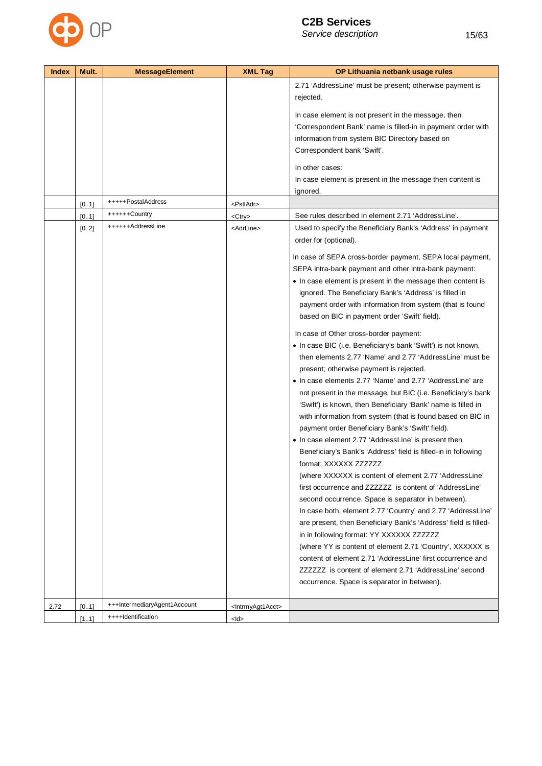| Index | Mult. | MessageElement | XML Tag | OP Lithuania netbank usage rules |
|---|---|---|---|---|
| | | | | 2.71 'AddressLine' must be present; otherwise payment is rejected.<br><br>In case element is not present in the message, then 'Correspondent Bank' name is filled-in in payment order with information from system BIC Directory based on Correspondent bank 'Swift'.<br><br>In other cases:<br>In case element is present in the message then content is ignored. |
| | [0..1] | +++++PostalAddress | <PstlAdr> | |
| | [0..1] | ++++++Country | <Ctry> | See rules described in element 2.71 'AddressLine'. |
| | [0..2] | ++++++AddressLine | <AdrLine> | Used to specify the Beneficiary Bank's 'Address' in payment order for (optional).<br><br>In case of SEPA cross-border payment, SEPA local payment, SEPA intra-bank payment and other intra-bank payment:<br>• In case element is present in the message then content is ignored. The Beneficiary Bank's 'Address' is filled in payment order with information from system (that is found based on BIC in payment order 'Swift' field).<br><br>In case of Other cross-border payment:<br>• In case BIC (i.e. Beneficiary's bank 'Swift') is not known, then elements 2.77 'Name' and 2.77 'AddressLine' must be present; otherwise payment is rejected.<br>• In case elements 2.77 'Name' and 2.77 'AddressLine' are not present in the message, but BIC (i.e. Beneficiary's bank 'Swift') is known, then Beneficiary 'Bank' name is filled-in with information from system (that is found based on BIC in payment order Beneficiary Bank's 'Swift' field).<br>• In case element 2.77 'AddressLine' is present then Beneficiary's Bank's 'Address' field is filled-in in following format: XXXXXX ZZZZZZ<br>(where XXXXXX is content of element 2.77 'AddressLine' first occurrence and ZZZZZZ is content of 'AddressLine' second occurrence. Space is separator in between).<br>In case both, element 2.77 'Country' and 2.77 'AddressLine' are present, then Beneficiary Bank's 'Address' field is filled-in in following format: YY XXXXXX ZZZZZZ<br>(where YY is content of element 2.71 'Country', XXXXXX is content of element 2.71 'AddressLine' first occurrence and ZZZZZZ is content of element 2.71 'AddressLine' second occurrence. Space is separator in between). |
| 2.72 | [0..1] | +++IntermediaryAgent1Account | <IntrmyAgt1Acct> | |
| | [1..1] | ++++Identification | <Id> | |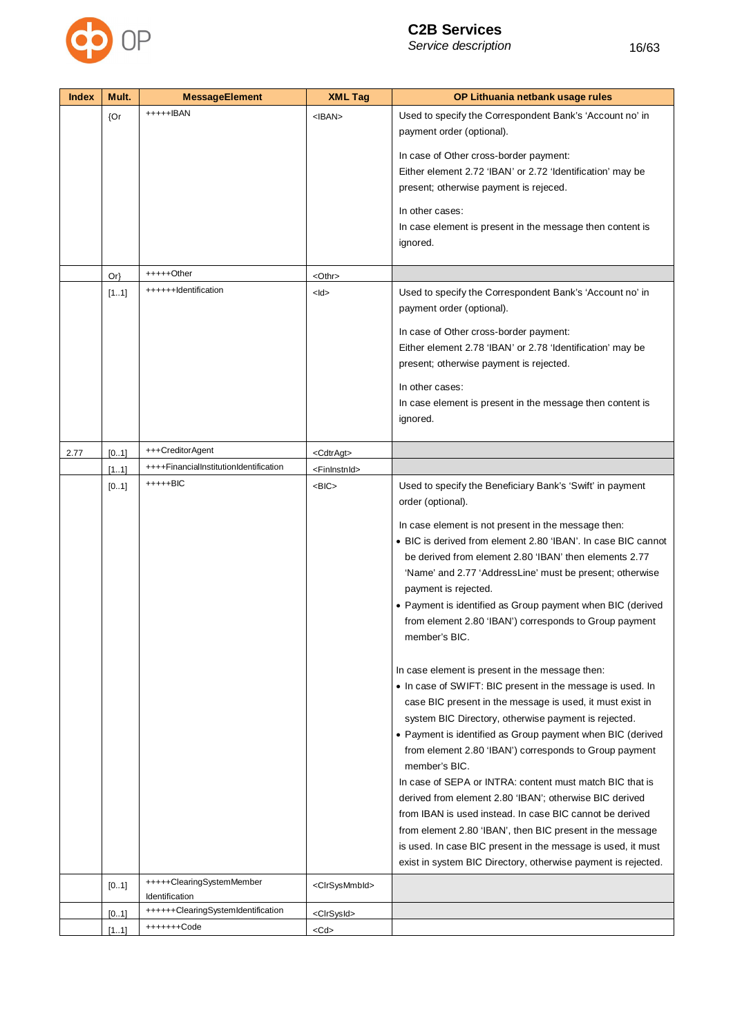| Index | Mult. | MessageElement | XML Tag | OP Lithuania netbank usage rules |
|---|---|---|---|---|
| | {Or | +++++IBAN | <IBAN> | Used to specify the Correspondent Bank's 'Account no' in payment order (optional).<br><br>In case of Other cross-border payment:<br>Either element 2.72 'IBAN' or 2.72 'Identification' may be present; otherwise payment is rejected.<br><br>In other cases:<br>In case element is present in the message then content is ignored. |
| | Or} | +++++Other | <Othr> | |
| | [1..1] | ++++++Identification | <Id> | Used to specify the Correspondent Bank's 'Account no' in payment order (optional).<br><br>In case of Other cross-border payment:<br>Either element 2.78 'IBAN' or 2.78 'Identification' may be present; otherwise payment is rejected.<br><br>In other cases:<br>In case element is present in the message then content is ignored. |
| 2.77 | [0..1] | +++CreditorAgent | <CdtrAgt> | |
| | [1..1] | ++++FinancialInstitutionIdentification | <FinInstnId> | |
| | [0..1] | +++++BIC | <BIC> | Used to specify the Beneficiary Bank's 'Swift' in payment order (optional).<br><br>In case element is not present in the message then:<br>• BIC is derived from element 2.80 'IBAN'. In case BIC cannot be derived from element 2.80 'IBAN' then elements 2.77 'Name' and 2.77 'AddressLine' must be present; otherwise payment is rejected.<br>• Payment is identified as Group payment when BIC (derived from element 2.80 'IBAN') corresponds to Group payment member's BIC.<br><br>In case element is present in the message then:<br>• In case of SWIFT: BIC present in the message is used. In case BIC present in the message is used, it must exist in system BIC Directory, otherwise payment is rejected.<br>• Payment is identified as Group payment when BIC (derived from element 2.80 'IBAN') corresponds to Group payment member's BIC.<br>In case of SEPA or INTRA: content must match BIC that is derived from element 2.80 'IBAN'; otherwise BIC derived from IBAN is used instead. In case BIC cannot be derived from element 2.80 'IBAN', then BIC present in the message is used. In case BIC present in the message is used, it must exist in system BIC Directory, otherwise payment is rejected. |
| | [0..1] | +++++ClearingSystemMember Identification | <ClrSysMmbId> | |
| | [0..1] | ++++++ClearingSystemIdentification | <ClrSysId> | |
| | [1..1] | +++++++Code | <Cd> | |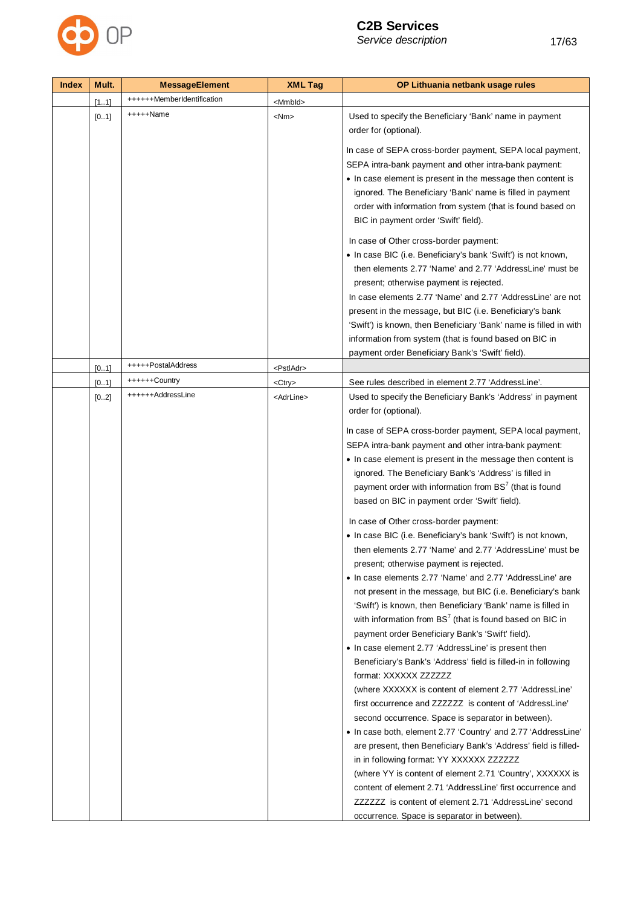| Index | Mult. | MessageElement | XML Tag | OP Lithuania netbank usage rules |
|---|---|---|---|---|
| | [1..1] | ++++++MemberIdentification | <MmbId> | |
| | [0..1] | +++++Name | <Nm> | Used to specify the Beneficiary 'Bank' name in payment order for (optional).<br><br>In case of SEPA cross-border payment, SEPA local payment, SEPA intra-bank payment and other intra-bank payment:<br>• In case element is present in the message then content is ignored. The Beneficiary 'Bank' name is filled in payment order with information from system (that is found based on BIC in payment order 'Swift' field).<br><br>In case of Other cross-border payment:<br>• In case BIC (i.e. Beneficiary's bank 'Swift') is not known, then elements 2.77 'Name' and 2.77 'AddressLine' must be present; otherwise payment is rejected.<br>In case elements 2.77 'Name' and 2.77 'AddressLine' are not present in the message, but BIC (i.e. Beneficiary's bank 'Swift') is known, then Beneficiary 'Bank' name is filled in with information from system (that is found based on BIC in payment order Beneficiary Bank's 'Swift' field). |
| | [0..1] | +++++PostalAddress | <PstlAdr> | |
| | [0..1] | ++++++Country | <Ctry> | See rules described in element 2.77 'AddressLine'. |
| | [0..2] | ++++++AddressLine | <AdrLine> | Used to specify the Beneficiary Bank's 'Address' in payment order for (optional).<br><br>In case of SEPA cross-border payment, SEPA local payment, SEPA intra-bank payment and other intra-bank payment:<br>• In case element is present in the message then content is ignored. The Beneficiary Bank's 'Address' is filled in payment order with information from BS[7] (that is found based on BIC in payment order 'Swift' field).<br><br>In case of Other cross-border payment:<br>• In case BIC (i.e. Beneficiary's bank 'Swift') is not known, then elements 2.77 'Name' and 2.77 'AddressLine' must be present; otherwise payment is rejected.<br>• In case elements 2.77 'Name' and 2.77 'AddressLine' are not present in the message, but BIC (i.e. Beneficiary's bank 'Swift') is known, then Beneficiary 'Bank' name is filled in with information from BS[7] (that is found based on BIC in payment order Beneficiary Bank's 'Swift' field).<br>• In case element 2.77 'AddressLine' is present then Beneficiary's Bank's 'Address' field is filled-in in following format: XXXXXX ZZZZZZ<br>(where XXXXXX is content of element 2.77 'AddressLine' first occurrence and ZZZZZZ is content of 'AddressLine' second occurrence. Space is separator in between).<br>• In case both, element 2.77 'Country' and 2.77 'AddressLine' are present, then Beneficiary Bank's 'Address' field is filled-in in following format: YY XXXXXX ZZZZZZ<br>(where YY is content of element 2.71 'Country', XXXXXX is content of element 2.71 'AddressLine' first occurrence and ZZZZZZ is content of element 2.71 'AddressLine' second occurrence. Space is separator in between). |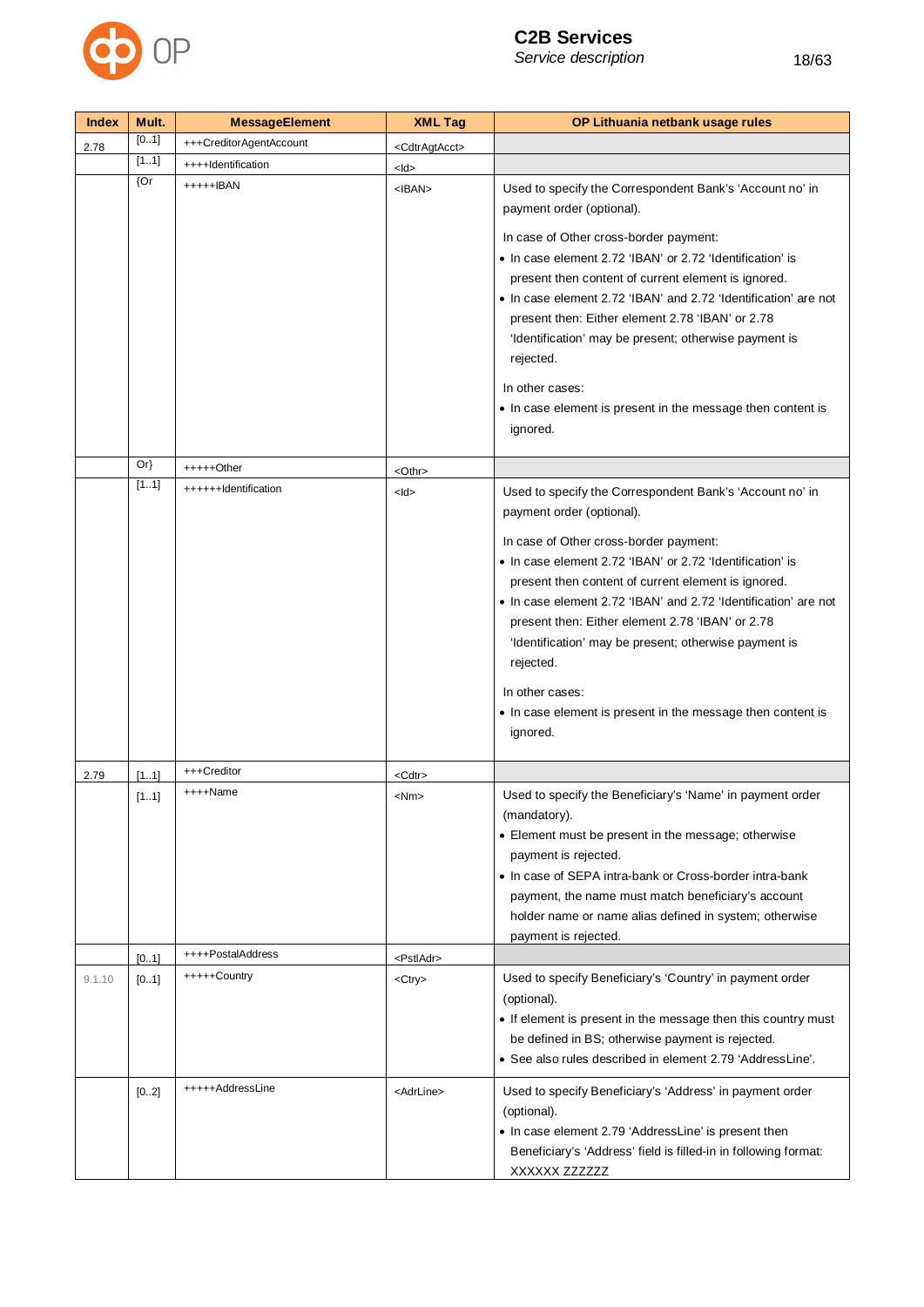| Index | Mult. | MessageElement | XML Tag | OP Lithuania netbank usage rules |
|---|---|---|---|---|
| 2.78 | [0..1] | +++CreditorAgentAccount | <CdtrAgtAcct> | |
| | [1..1] | ++++Identification | <Id> | |
| | {Or | +++++IBAN | <IBAN> | Used to specify the Correspondent Bank's 'Account no' in payment order (optional).<br><br>In case of Other cross-border payment:<br>• In case element 2.72 'IBAN' or 2.72 'Identification' is present then content of current element is ignored.<br>• In case element 2.72 'IBAN' and 2.72 'Identification' are not present then: Either element 2.78 'IBAN' or 2.78 'Identification' may be present; otherwise payment is rejected.<br><br>In other cases:<br>• In case element is present in the message then content is ignored. |
| | Or} | +++++Other | <Othr> | |
| | [1..1] | ++++++Identification | <Id> | Used to specify the Correspondent Bank's 'Account no' in payment order (optional).<br><br>In case of Other cross-border payment:<br>• In case element 2.72 'IBAN' or 2.72 'Identification' is present then content of current element is ignored.<br>• In case element 2.72 'IBAN' and 2.72 'Identification' are not present then: Either element 2.78 'IBAN' or 2.78 'Identification' may be present; otherwise payment is rejected.<br><br>In other cases:<br>• In case element is present in the message then content is ignored. |
| 2.79 | [1..1] | +++Creditor | <Cdtr> | |
| | [1..1] | ++++Name | <Nm> | Used to specify the Beneficiary's 'Name' in payment order (mandatory).<br>• Element must be present in the message; otherwise payment is rejected.<br>• In case of SEPA intra-bank or Cross-border intra-bank payment, the name must match beneficiary's account holder name or name alias defined in system; otherwise payment is rejected. |
| | [0..1] | ++++PostalAddress | <PstlAdr> | |
| 9.1.10 | [0..1] | +++++Country | <Ctry> | Used to specify Beneficiary's 'Country' in payment order (optional).<br>• If element is present in the message then this country must be defined in BS; otherwise payment is rejected.<br>• See also rules described in element 2.79 'AddressLine'. |
| | [0..2] | +++++AddressLine | <AdrLine> | Used to specify Beneficiary's 'Address' in payment order (optional).<br>• In case element 2.79 'AddressLine' is present then Beneficiary's 'Address' field is filled-in in following format: XXXXXX ZZZZZZ |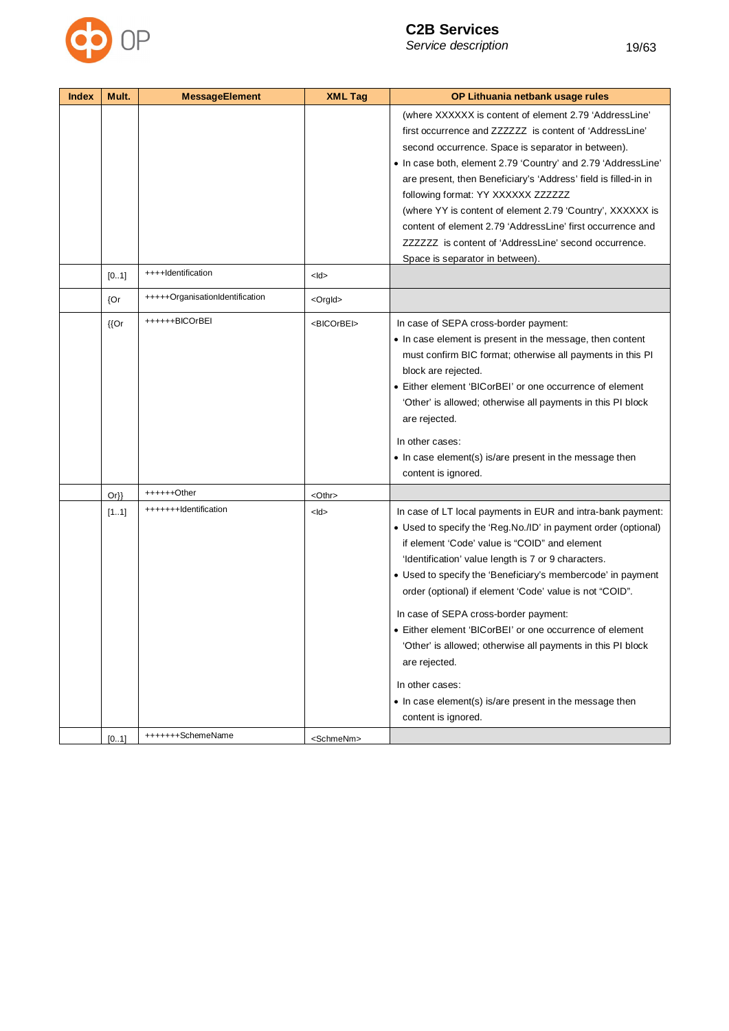| Index | Mult. | MessageElement | XML Tag | OP Lithuania netbank usage rules |
|---|---|---|---|---|
| | | | | (where XXXXXX is content of element 2.79 'AddressLine' first occurrence and ZZZZZZ is content of 'AddressLine' second occurrence. Space is separator in between).<br>• In case both, element 2.79 'Country' and 2.79 'AddressLine' are present, then Beneficiary's 'Address' field is filled-in in following format: YY XXXXXX ZZZZZZ<br>(where YY is content of element 2.79 'Country', XXXXXX is content of element 2.79 'AddressLine' first occurrence and ZZZZZZ is content of 'AddressLine' second occurrence. Space is separator in between). |
| | [0..1] | ++++Identification | <Id> | |
| | {Or | +++++OrganisationIdentification | <OrgId> | |
| | {{Or | ++++++BICOrBEI | <BICOrBEI> | In case of SEPA cross-border payment:<br>• In case element is present in the message, then content must confirm BIC format; otherwise all payments in this PI block are rejected.<br>• Either element 'BICorBEI' or one occurrence of element 'Other' is allowed; otherwise all payments in this PI block are rejected.<br><br>In other cases:<br>• In case element(s) is/are present in the message then content is ignored. |
| | Or}} | ++++++Other | <Othr> | |
| | [1..1] | +++++++Identification | <Id> | In case of LT local payments in EUR and intra-bank payment:<br>• Used to specify the 'Reg.No./ID' in payment order (optional) if element 'Code' value is "COID" and element 'Identification' value length is 7 or 9 characters.<br>• Used to specify the 'Beneficiary's membercode' in payment order (optional) if element 'Code' value is not "COID".<br><br>In case of SEPA cross-border payment:<br>• Either element 'BICorBEI' or one occurrence of element 'Other' is allowed; otherwise all payments in this PI block are rejected.<br><br>In other cases:<br>• In case element(s) is/are present in the message then content is ignored. |
| | [0..1] | +++++++SchemeName | <SchmeNm> | |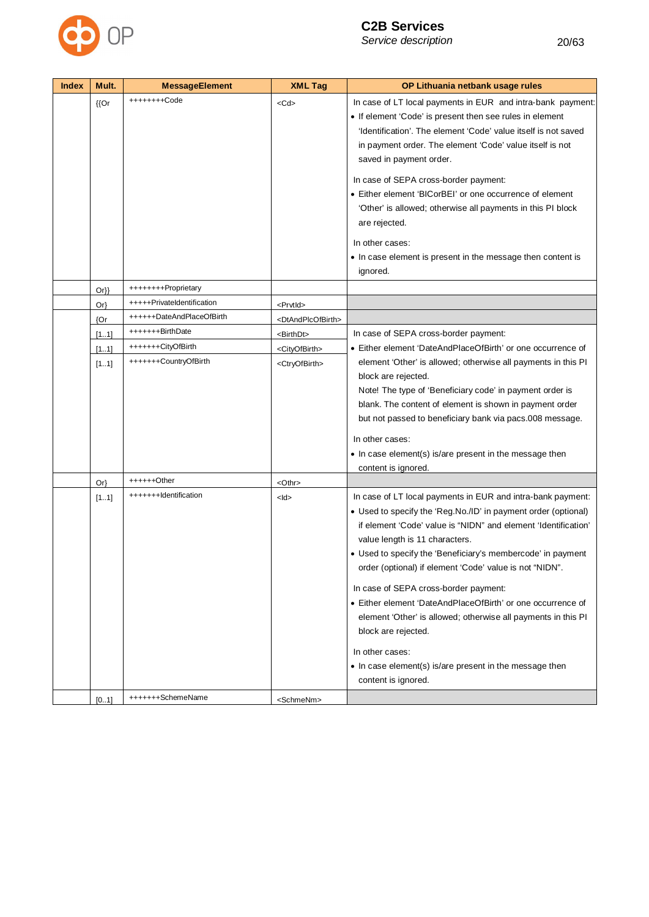| Index | Mult. | MessageElement | XML Tag | OP Lithuania netbank usage rules |
|---|---|---|---|---|
| | {{Or | ++++++++Code | <Cd> | In case of LT local payments in EUR and intra-bank payment: <br>• If element 'Code' is present then see rules in element 'Identification'. The element 'Code' value itself is not saved in payment order. The element 'Code' value itself is not saved in payment order.<br><br>In case of SEPA cross-border payment:<br>• Either element 'BICorBEI' or one occurrence of element 'Other' is allowed; otherwise all payments in this PI block are rejected.<br><br>In other cases:<br>• In case element is present in the message then content is ignored. |
| | Or}} | ++++++++Proprietary | | |
| | Or} | +++++PrivateIdentification | <PrvtId> | |
| | {Or | ++++++DateAndPlaceOfBirth | <DtAndPlcOfBirth> | |
| | [1..1] | +++++++BirthDate | <BirthDt> | In case of SEPA cross-border payment:<br>• Either element 'DateAndPlaceOfBirth' or one occurrence of element 'Other' is allowed; otherwise all payments in this PI block are rejected.<br>Note! The type of 'Beneficiary code' in payment order is blank. The content of element is shown in payment order but not passed to beneficiary bank via pacs.008 message.<br><br>In other cases:<br>• In case element(s) is/are present in the message then content is ignored. |
| | [1..1] | +++++++CityOfBirth | <CityOfBirth> | |
| | [1..1] | +++++++CountryOfBirth | <CtryOfBirth> | |
| | Or} | ++++++Other | <Othr> | |
| | [1..1] | +++++++Identification | <Id> | In case of LT local payments in EUR and intra-bank payment:<br>• Used to specify the 'Reg.No./ID' in payment order (optional) if element 'Code' value is "NIDN" and element 'Identification' value length is 11 characters.<br>• Used to specify the 'Beneficiary's membercode' in payment order (optional) if element 'Code' value is not "NIDN".<br><br>In case of SEPA cross-border payment:<br>• Either element 'DateAndPlaceOfBirth' or one occurrence of element 'Other' is allowed; otherwise all payments in this PI block are rejected.<br><br>In other cases:<br>• In case element(s) is/are present in the message then content is ignored. |
| | [0..1] | +++++++SchemeName | <SchmeNm> | |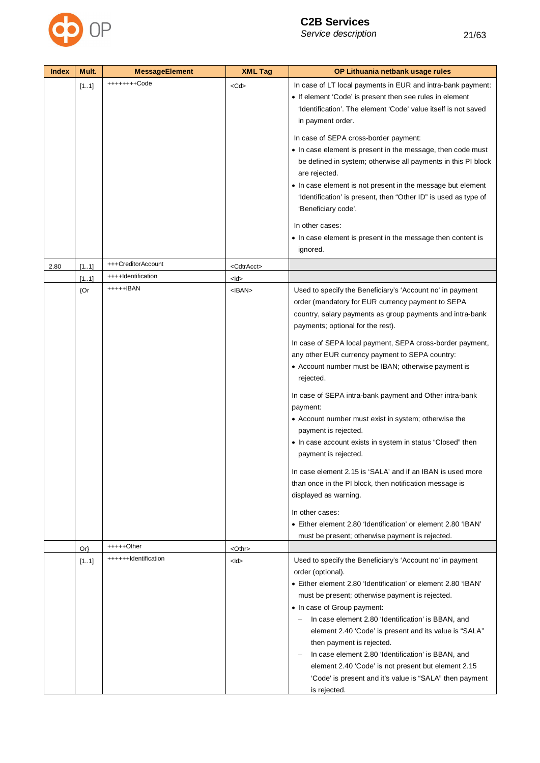| Index | Mult. | MessageElement | XML Tag | OP Lithuania netbank usage rules |
|---|---|---|---|---|
| | [1..1] | ++++++++Code | <Cd> | In case of LT local payments in EUR and intra-bank payment:<br>• If element 'Code' is present then see rules in element 'Identification'. The element 'Code' value itself is not saved in payment order.<br><br>In case of SEPA cross-border payment:<br>• In case element is present in the message, then code must be defined in system; otherwise all payments in this PI block are rejected.<br>• In case element is not present in the message but element 'Identification' is present, then "Other ID" is used as type of 'Beneficiary code'.<br><br>In other cases:<br>• In case element is present in the message then content is ignored. |
| 2.80 | [1..1] | +++CreditorAccount | <CdtrAcct> | |
| | [1..1] | ++++Identification | <Id> | |
| | {Or | +++++IBAN | <IBAN> | Used to specify the Beneficiary's 'Account no' in payment order (mandatory for EUR currency payment to SEPA country, salary payments as group payments and intra-bank payments; optional for the rest).<br><br>In case of SEPA local payment, SEPA cross-border payment, any other EUR currency payment to SEPA country:<br>• Account number must be IBAN; otherwise payment is rejected.<br><br>In case of SEPA intra-bank payment and Other intra-bank payment:<br>• Account number must exist in system; otherwise the payment is rejected.<br>• In case account exists in system in status "Closed" then payment is rejected.<br><br>In case element 2.15 is 'SALA' and if an IBAN is used more than once in the PI block, then notification message is displayed as warning.<br><br>In other cases:<br>• Either element 2.80 'Identification' or element 2.80 'IBAN' must be present; otherwise payment is rejected. |
| | Or} | +++++Other | <Othr> | |
| | [1..1] | ++++++Identification | <Id> | Used to specify the Beneficiary's 'Account no' in payment order (optional).<br>• Either element 2.80 'Identification' or element 2.80 'IBAN' must be present; otherwise payment is rejected.<br>• In case of Group payment:<br>&nbsp;&nbsp;– In case element 2.80 'Identification' is BBAN, and element 2.40 'Code' is present and its value is "SALA" then payment is rejected.<br>&nbsp;&nbsp;– In case element 2.80 'Identification' is BBAN, and element 2.40 'Code' is not present but element 2.15 'Code' is present and it's value is "SALA" then payment is rejected. |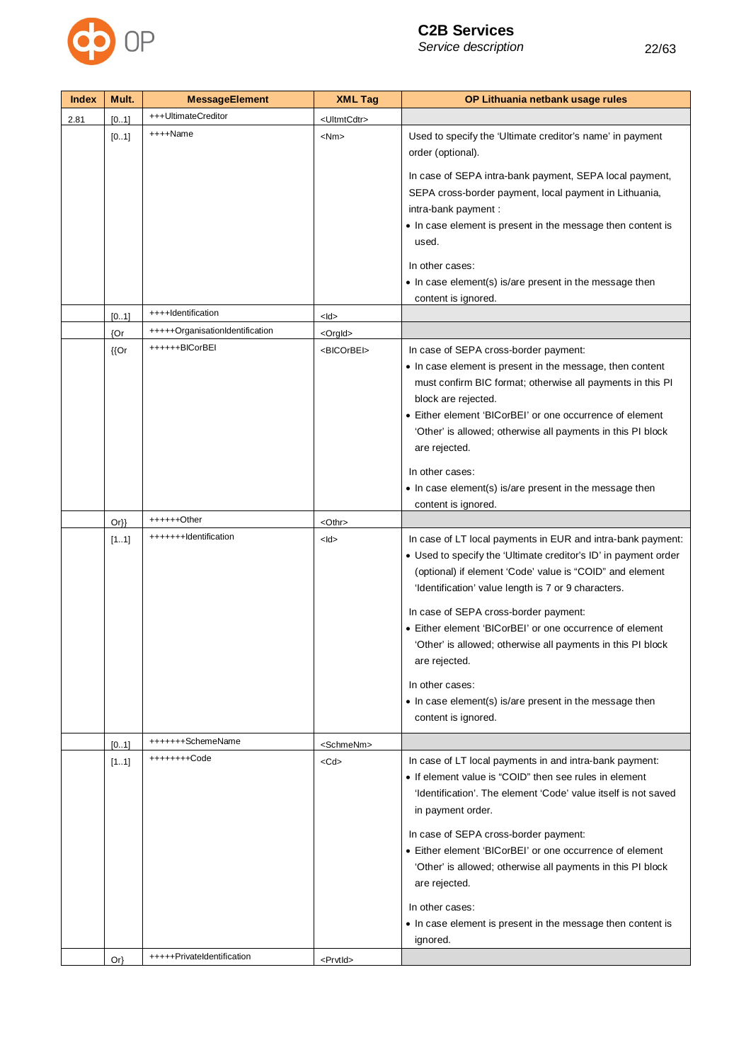| Index | Mult. | MessageElement | XML Tag | OP Lithuania netbank usage rules |
|---|---|---|---|---|
| 2.81 | [0..1] | +++UltimateCreditor | <UltmtCdtr> | |
| | [0..1] | ++++Name | <Nm> | Used to specify the ‘Ultimate creditor’s name’ in payment order (optional).<br><br>In case of SEPA intra-bank payment, SEPA local payment, SEPA cross-border payment, local payment in Lithuania, intra-bank payment :<br>• In case element is present in the message then content is used.<br><br>In other cases:<br>• In case element(s) is/are present in the message then content is ignored. |
| | [0..1] | ++++Identification | <Id> | |
| | {Or | +++++OrganisationIdentification | <OrgId> | |
| | {{Or | ++++++BICorBEI | <BICOrBEI> | In case of SEPA cross-border payment:<br>• In case element is present in the message, then content must confirm BIC format; otherwise all payments in this PI block are rejected.<br>• Either element ‘BICorBEI’ or one occurrence of element ‘Other’ is allowed; otherwise all payments in this PI block are rejected.<br><br>In other cases:<br>• In case element(s) is/are present in the message then content is ignored. |
| | Or}} | ++++++Other | <Othr> | |
| | [1..1] | +++++++Identification | <Id> | In case of LT local payments in EUR and intra-bank payment:<br>• Used to specify the ‘Ultimate creditor’s ID’ in payment order (optional) if element ‘Code’ value is “COID” and element ‘Identification’ value length is 7 or 9 characters.<br><br>In case of SEPA cross-border payment:<br>• Either element ‘BICorBEI’ or one occurrence of element ‘Other’ is allowed; otherwise all payments in this PI block are rejected.<br><br>In other cases:<br>• In case element(s) is/are present in the message then content is ignored. |
| | [0..1] | +++++++SchemeName | <SchmeNm> | |
| | [1..1] | ++++++++Code | <Cd> | In case of LT local payments in and intra-bank payment:<br>• If element value is “COID” then see rules in element ‘Identification’. The element ‘Code’ value itself is not saved in payment order.<br><br>In case of SEPA cross-border payment:<br>• Either element ‘BICorBEI’ or one occurrence of element ‘Other’ is allowed; otherwise all payments in this PI block are rejected.<br><br>In other cases:<br>• In case element is present in the message then content is ignored. |
| | Or} | +++++PrivateIdentification | <PrvtId> | |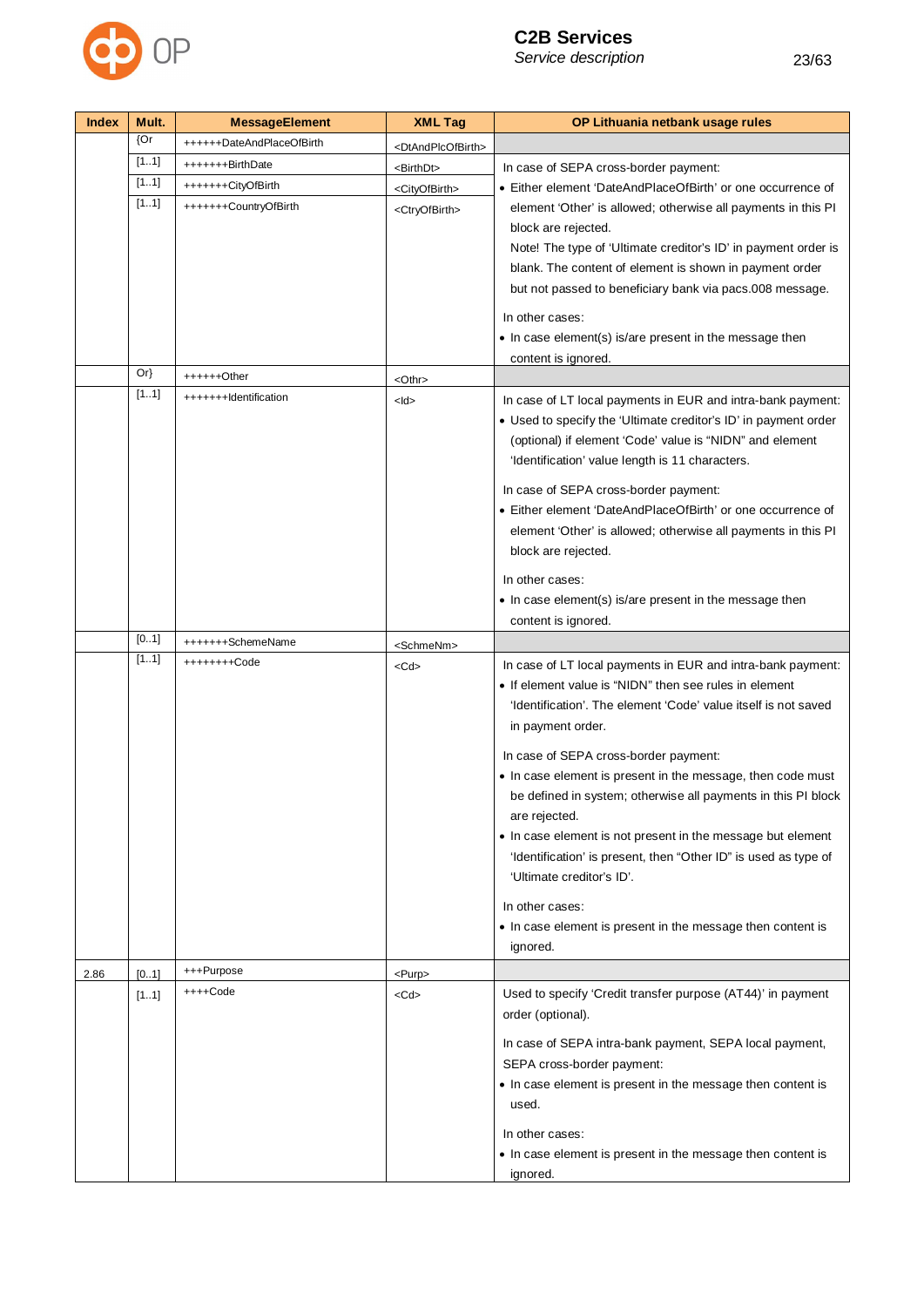| Index | Mult. | MessageElement | XML Tag | OP Lithuania netbank usage rules |
|---|---|---|---|---|
| | {Or | ++++++DateAndPlaceOfBirth | <DtAndPlcOfBirth> | |
| | [1..1] | +++++++BirthDate | <BirthDt> | In case of SEPA cross-border payment:<br>• Either element 'DateAndPlaceOfBirth' or one occurrence of element 'Other' is allowed; otherwise all payments in this PI block are rejected.<br>Note! The type of 'Ultimate creditor's ID' in payment order is blank. The content of element is shown in payment order but not passed to beneficiary bank via pacs.008 message.<br><br>In other cases:<br>• In case element(s) is/are present in the message then content is ignored. |
| | [1..1] | +++++++CityOfBirth | <CityOfBirth> | |
| | [1..1] | +++++++CountryOfBirth | <CtryOfBirth> | |
| | Or} | ++++++Other | <Othr> | |
| | [1..1] | +++++++Identification | <Id> | In case of LT local payments in EUR and intra-bank payment:<br>• Used to specify the 'Ultimate creditor's ID' in payment order (optional) if element 'Code' value is "NIDN" and element 'Identification' value length is 11 characters.<br><br>In case of SEPA cross-border payment:<br>• Either element 'DateAndPlaceOfBirth' or one occurrence of element 'Other' is allowed; otherwise all payments in this PI block are rejected.<br><br>In other cases:<br>• In case element(s) is/are present in the message then content is ignored. |
| | [0..1] | +++++++SchemeName | <SchmeNm> | |
| | [1..1] | ++++++++Code | <Cd> | In case of LT local payments in EUR and intra-bank payment:<br>• If element value is "NIDN" then see rules in element 'Identification'. The element 'Code' value itself is not saved in payment order.<br><br>In case of SEPA cross-border payment:<br>• In case element is present in the message, then code must be defined in system; otherwise all payments in this PI block are rejected.<br>• In case element is not present in the message but element 'Identification' is present, then "Other ID" is used as type of 'Ultimate creditor's ID'.<br><br>In other cases:<br>• In case element is present in the message then content is ignored. |
| 2.86 | [0..1] | +++Purpose | <Purp> | |
| | [1..1] | ++++Code | <Cd> | Used to specify 'Credit transfer purpose (AT44)' in payment order (optional).<br><br>In case of SEPA intra-bank payment, SEPA local payment, SEPA cross-border payment:<br>• In case element is present in the message then content is used.<br><br>In other cases:<br>• In case element is present in the message then content is ignored. |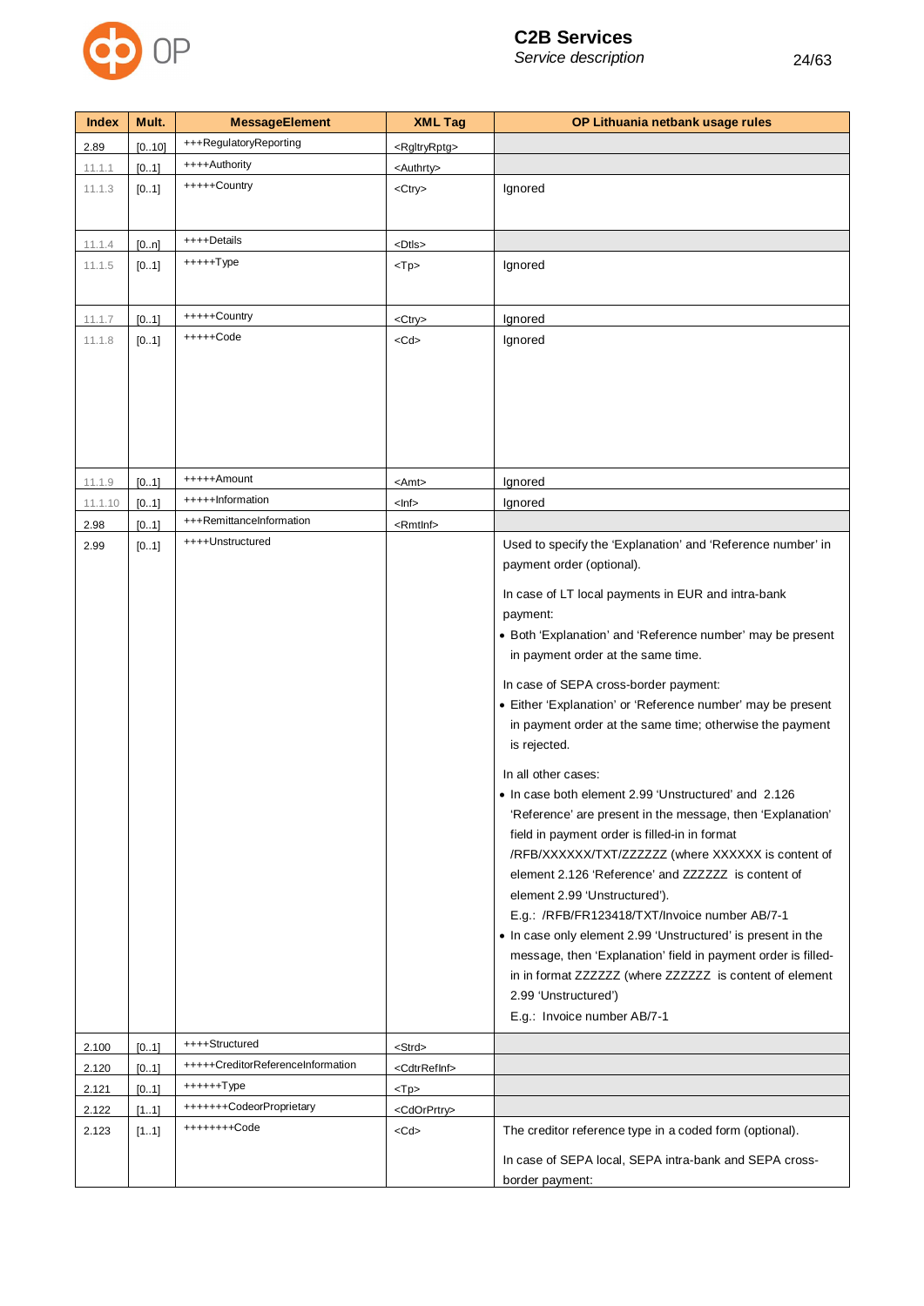| Index | Mult. | MessageElement | XML Tag | OP Lithuania netbank usage rules |
|---|---|---|---|---|
| 2.89 | [0..10] | +++RegulatoryReporting | <RgltryRptg> | |
| 11.1.1 | [0..1] | ++++Authority | <Authrty> | |
| 11.1.3 | [0..1] | +++++Country | <Ctry> | Ignored |
| 11.1.4 | [0..n] | ++++Details | <Dtls> | |
| 11.1.5 | [0..1] | +++++Type | <Tp> | Ignored |
| 11.1.7 | [0..1] | +++++Country | <Ctry> | Ignored |
| 11.1.8 | [0..1] | +++++Code | <Cd> | Ignored |
| 11.1.9 | [0..1] | +++++Amount | <Amt> | Ignored |
| 11.1.10 | [0..1] | +++++Information | <Inf> | Ignored |
| 2.98 | [0..1] | +++RemittanceInformation | <RmtInf> | |
| 2.99 | [0..1] | ++++Unstructured | | Used to specify the 'Explanation' and 'Reference number' in payment order (optional).<br><br>In case of LT local payments in EUR and intra-bank payment:<br>• Both 'Explanation' and 'Reference number' may be present in payment order at the same time.<br><br>In case of SEPA cross-border payment:<br>• Either 'Explanation' or 'Reference number' may be present in payment order at the same time; otherwise the payment is rejected.<br><br>In all other cases:<br>• In case both element 2.99 'Unstructured' and 2.126 'Reference' are present in the message, then 'Explanation' field in payment order is filled-in in format /RFB/XXXXXX/TXT/ZZZZZZ (where XXXXXX is content of element 2.126 'Reference' and ZZZZZZ is content of element 2.99 'Unstructured').<br>E.g.: /RFB/FR123418/TXT/Invoice number AB/7-1<br>• In case only element 2.99 'Unstructured' is present in the message, then 'Explanation' field in payment order is filled-in in format ZZZZZZ (where ZZZZZZ is content of element 2.99 'Unstructured')<br>E.g.: Invoice number AB/7-1 |
| 2.100 | [0..1] | ++++Structured | <Strd> | |
| 2.120 | [0..1] | +++++CreditorReferenceInformation | <CdtrRefInf> | |
| 2.121 | [0..1] | ++++++Type | <Tp> | |
| 2.122 | [1..1] | +++++++CodeorProprietary | <CdOrPrtry> | |
| 2.123 | [1..1] | ++++++++Code | <Cd> | The creditor reference type in a coded form (optional).<br><br>In case of SEPA local, SEPA intra-bank and SEPA cross-border payment: |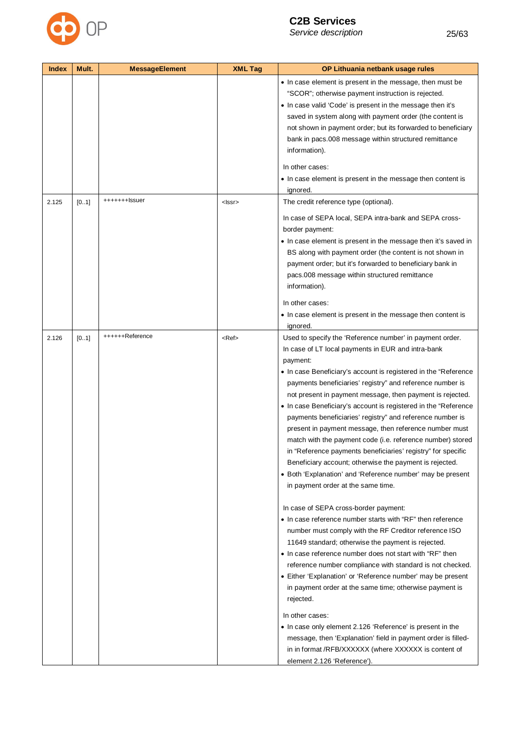| Index | Mult. | MessageElement | XML Tag | OP Lithuania netbank usage rules |
|---|---|---|---|---|
| | | | | • In case element is present in the message, then must be "SCOR"; otherwise payment instruction is rejected.<br>• In case valid 'Code' is present in the message then it's saved in system along with payment order (the content is not shown in payment order; but its forwarded to beneficiary bank in pacs.008 message within structured remittance information).<br><br>In other cases:<br>• In case element is present in the message then content is ignored. |
| 2.125 | [0..1] | +++++++Issuer | <Issr> | The credit reference type (optional).<br><br>In case of SEPA local, SEPA intra-bank and SEPA cross-border payment:<br>• In case element is present in the message then it's saved in BS along with payment order (the content is not shown in payment order; but it's forwarded to beneficiary bank in pacs.008 message within structured remittance information).<br><br>In other cases:<br>• In case element is present in the message then content is ignored. |
| 2.126 | [0..1] | ++++++Reference | <Ref> | Used to specify the 'Reference number' in payment order.<br>In case of LT local payments in EUR and intra-bank payment:<br>• In case Beneficiary's account is registered in the "Reference payments beneficiaries' registry" and reference number is not present in payment message, then payment is rejected.<br>• In case Beneficiary's account is registered in the "Reference payments beneficiaries' registry" and reference number is present in payment message, then reference number must match with the payment code (i.e. reference number) stored in "Reference payments beneficiaries' registry" for specific Beneficiary account; otherwise the payment is rejected.<br>• Both 'Explanation' and 'Reference number' may be present in payment order at the same time.<br><br>In case of SEPA cross-border payment:<br>• In case reference number starts with "RF" then reference number must comply with the RF Creditor reference ISO 11649 standard; otherwise the payment is rejected.<br>• In case reference number does not start with "RF" then reference number compliance with standard is not checked.<br>• Either 'Explanation' or 'Reference number' may be present in payment order at the same time; otherwise payment is rejected.<br><br>In other cases:<br>• In case only element 2.126 'Reference' is present in the message, then 'Explanation' field in payment order is filled-in in format /RFB/XXXXXX (where XXXXXX is content of element 2.126 'Reference'). |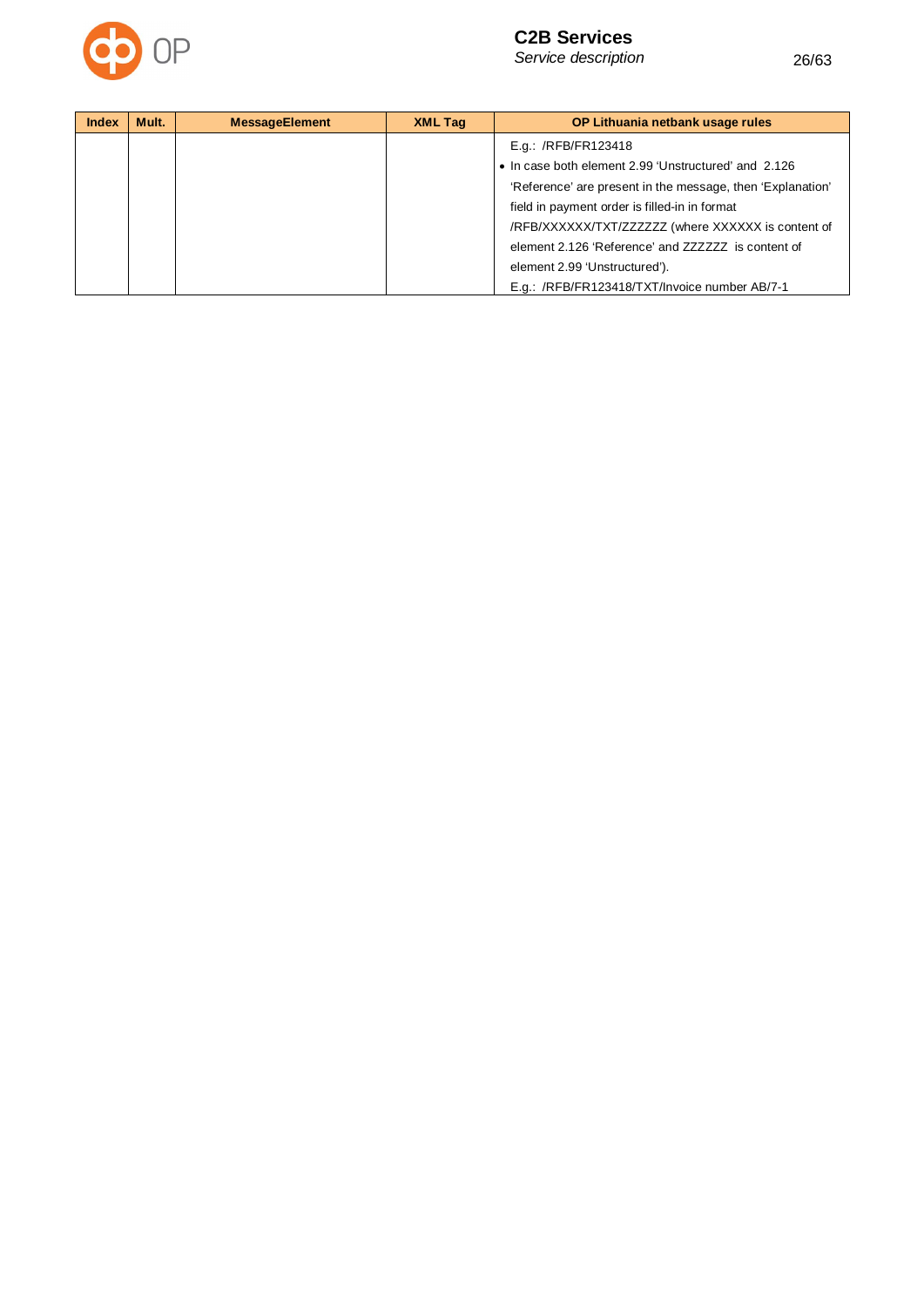| Index | Mult. | MessageElement | XML Tag | OP Lithuania netbank usage rules |
|---|---|---|---|---|
| | | | | E.g.: /RFB/FR123418<br>• In case both element 2.99 'Unstructured' and 2.126 'Reference' are present in the message, then 'Explanation' field in payment order is filled-in in format /RFB/XXXXXX/TXT/ZZZZZZ (where XXXXXX is content of element 2.126 'Reference' and ZZZZZZ is content of element 2.99 'Unstructured').<br>E.g.: /RFB/FR123418/TXT/Invoice number AB/7-1 |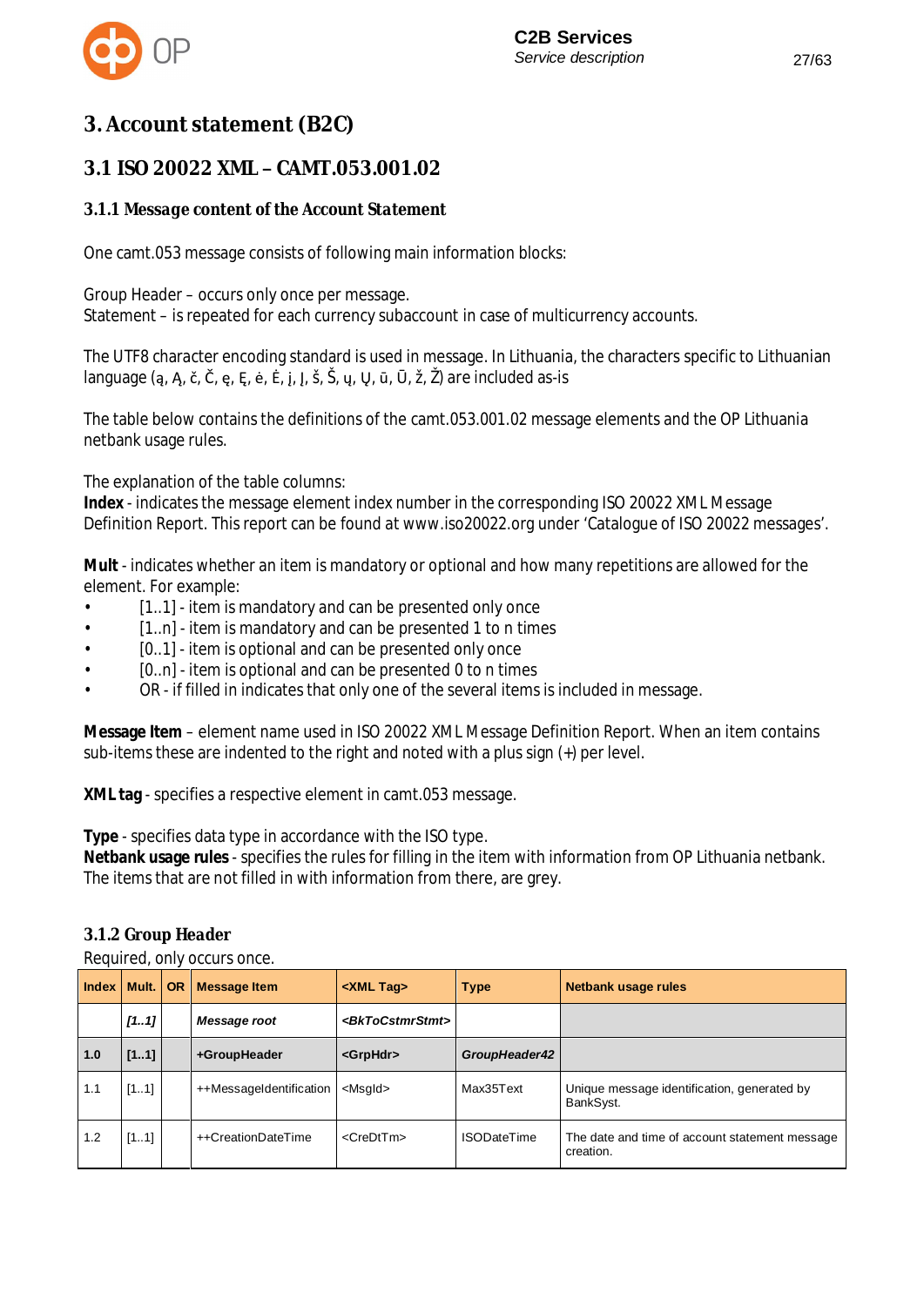# 3. Account statement (B2C)

## 3.1 ISO 20022 XML – CAMT.053.001.02

### 3.1.1 Message content of the Account Statement

One camt.053 message consists of following main information blocks:

Group Header – occurs only once per message.
Statement – is repeated for each currency subaccount in case of multicurrency accounts.

The UTF8 character encoding standard is used in message. In Lithuania, the characters specific to Lithuanian language (ą, Ą, č, Č, ę, Ę, ė, Ė, į, Į, š, Š, ų, Ų, ū, Ū, ž, Ž) are included as-is

The table below contains the definitions of the camt.053.001.02 message elements and the OP Lithuania netbank usage rules.

The explanation of the table columns:
**Index** - indicates the message element index number in the corresponding ISO 20022 XML Message Definition Report. This report can be found at www.iso20022.org under 'Catalogue of ISO 20022 messages'.

**Mult** - indicates whether an item is mandatory or optional and how many repetitions are allowed for the element. For example:

- [1..1] - item is mandatory and can be presented only once
- [1..n] - item is mandatory and can be presented 1 to n times
- [0..1] - item is optional and can be presented only once
- [0..n] - item is optional and can be presented 0 to n times
- OR - if filled in indicates that only one of the several items is included in message.

**Message Item** – element name used in ISO 20022 XML Message Definition Report. When an item contains sub-items these are indented to the right and noted with a plus sign (+) per level.

**XML tag** - specifies a respective element in camt.053 message.

**Type** - specifies data type in accordance with the ISO type.
**Netbank usage rules** - specifies the rules for filling in the item with information from OP Lithuania netbank. The items that are not filled in with information from there, are grey.

### 3.1.2 Group Header

Required, only occurs once.

| Index | Mult. | OR | Message Item | <XML Tag> | Type | Netbank usage rules |
|---|---|---|---|---|---|---|
| | *[1..1]* | | *Message root* | *<BkToCstmrStmt>* | | |
| **1.0** | **[1..1]** | | **+GroupHeader** | **<GrpHdr>** | ***GroupHeader42*** | |
| 1.1 | [1..1] | | ++MessageIdentification | <MsgId> | Max35Text | Unique message identification, generated by BankSyst. |
| 1.2 | [1..1] | | ++CreationDateTime | <CreDtTm> | ISODateTime | The date and time of account statement message creation. |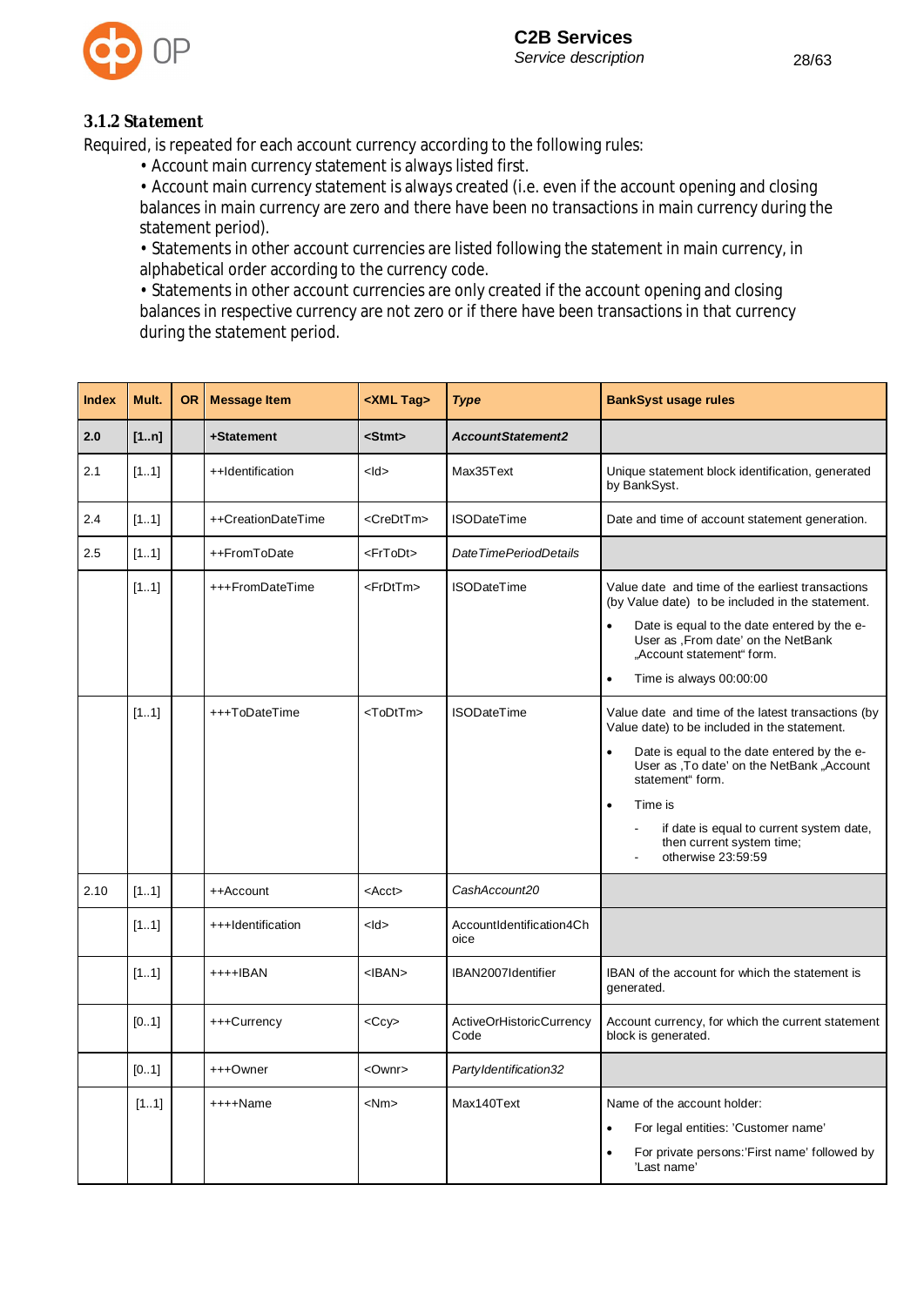### 3.1.2 Statement

Required, is repeated for each account currency according to the following rules:

- Account main currency statement is always listed first.
- Account main currency statement is always created (i.e. even if the account opening and closing balances in main currency are zero and there have been no transactions in main currency during the statement period).
- Statements in other account currencies are listed following the statement in main currency, in alphabetical order according to the currency code.
- Statements in other account currencies are only created if the account opening and closing balances in respective currency are not zero or if there have been transactions in that currency during the statement period.

| Index | Mult. | OR | Message Item | <XML Tag> | *Type* | BankSyst usage rules |
|---|---|---|---|---|---|---|
| **2.0** | **[1..n]** | | **+Statement** | **<Stmt>** | ***AccountStatement2*** | |
| 2.1 | [1..1] | | ++Identification | <Id> | Max35Text | Unique statement block identification, generated by BankSyst. |
| 2.4 | [1..1] | | ++CreationDateTime | <CreDtTm> | ISODateTime | Date and time of account statement generation. |
| 2.5 | [1..1] | | ++FromToDate | <FrToDt> | *DateTimePeriodDetails* | |
| | [1..1] | | +++FromDateTime | <FrDtTm> | ISODateTime | Value date and time of the earliest transactions (by Value date) to be included in the statement.<br>• Date is equal to the date entered by the e-User as ‚From date' on the NetBank „Account statement" form.<br>• Time is always 00:00:00 |
| | [1..1] | | +++ToDateTime | <ToDtTm> | ISODateTime | Value date and time of the latest transactions (by Value date) to be included in the statement.<br>• Date is equal to the date entered by the e-User as ‚To date' on the NetBank „Account statement" form.<br>• Time is<br>- if date is equal to current system date, then current system time;<br>- otherwise 23:59:59 |
| 2.10 | [1..1] | | ++Account | <Acct> | *CashAccount20* | |
| | [1..1] | | +++Identification | <Id> | AccountIdentification4Choice | |
| | [1..1] | | ++++IBAN | <IBAN> | IBAN2007Identifier | IBAN of the account for which the statement is generated. |
| | [0..1] | | +++Currency | <Ccy> | ActiveOrHistoricCurrencyCode | Account currency, for which the current statement block is generated. |
| | [0..1] | | +++Owner | <Ownr> | *PartyIdentification32* | |
| | [1..1] | | ++++Name | <Nm> | Max140Text | Name of the account holder:<br>• For legal entities: 'Customer name'<br>• For private persons:'First name' followed by 'Last name' |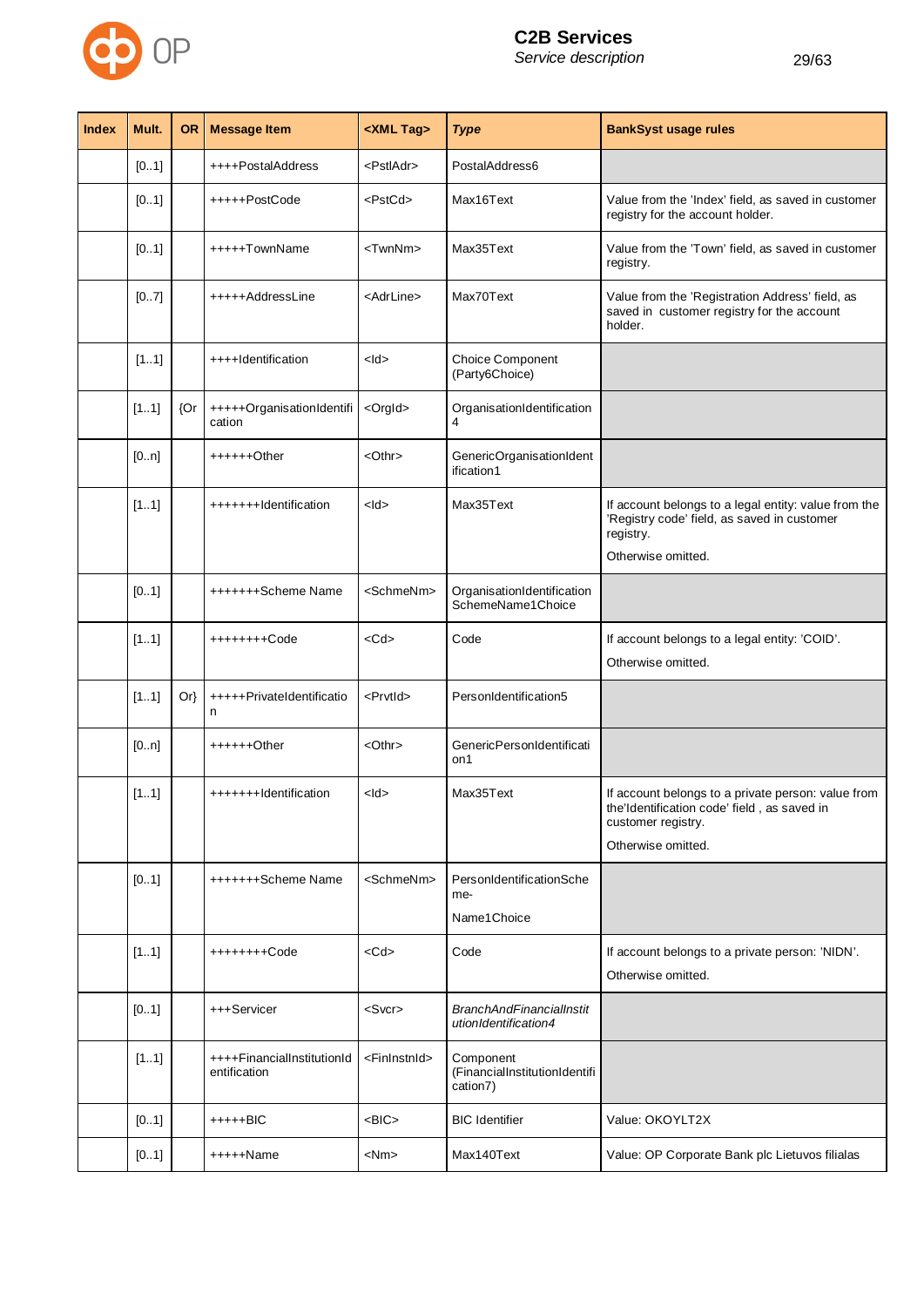| Index | Mult. | OR | Message Item | <XML Tag> | *Type* | BankSyst usage rules |
|---|---|---|---|---|---|---|
| | [0..1] | | ++++PostalAddress | <PstlAdr> | PostalAddress6 | |
| | [0..1] | | +++++PostCode | <PstCd> | Max16Text | Value from the 'Index' field, as saved in customer registry for the account holder. |
| | [0..1] | | +++++TownName | <TwnNm> | Max35Text | Value from the 'Town' field, as saved in customer registry. |
| | [0..7] | | +++++AddressLine | <AdrLine> | Max70Text | Value from the 'Registration Address' field, as saved in customer registry for the account holder. |
| | [1..1] | | ++++Identification | <Id> | Choice Component (Party6Choice) | |
| | [1..1] | {Or | +++++OrganisationIdentification | <OrgId> | OrganisationIdentification 4 | |
| | [0..n] | | ++++++Other | <Othr> | GenericOrganisationIdentification1 | |
| | [1..1] | | +++++++Identification | <Id> | Max35Text | If account belongs to a legal entity: value from the 'Registry code' field, as saved in customer registry.<br><br>Otherwise omitted. |
| | [0..1] | | +++++++Scheme Name | <SchmeNm> | OrganisationIdentification SchemeName1Choice | |
| | [1..1] | | ++++++++Code | <Cd> | Code | If account belongs to a legal entity: 'COID'.<br><br>Otherwise omitted. |
| | [1..1] | Or} | +++++PrivateIdentification | <PrvtId> | PersonIdentification5 | |
| | [0..n] | | ++++++Other | <Othr> | GenericPersonIdentification1 | |
| | [1..1] | | +++++++Identification | <Id> | Max35Text | If account belongs to a private person: value from the'Identification code' field , as saved in customer registry.<br><br>Otherwise omitted. |
| | [0..1] | | +++++++Scheme Name | <SchmeNm> | PersonIdentificationScheme-<br><br>Name1Choice | |
| | [1..1] | | ++++++++Code | <Cd> | Code | If account belongs to a private person: 'NIDN'.<br><br>Otherwise omitted. |
| | [0..1] | | +++Servicer | <Svcr> | *BranchAndFinancialInstitutionIdentification4* | |
| | [1..1] | | ++++FinancialInstitutionIdentification | <FinInstnId> | Component (FinancialInstitutionIdentification7) | |
| | [0..1] | | +++++BIC | <BIC> | BIC Identifier | Value: OKOYLT2X |
| | [0..1] | | +++++Name | <Nm> | Max140Text | Value: OP Corporate Bank plc Lietuvos filialas |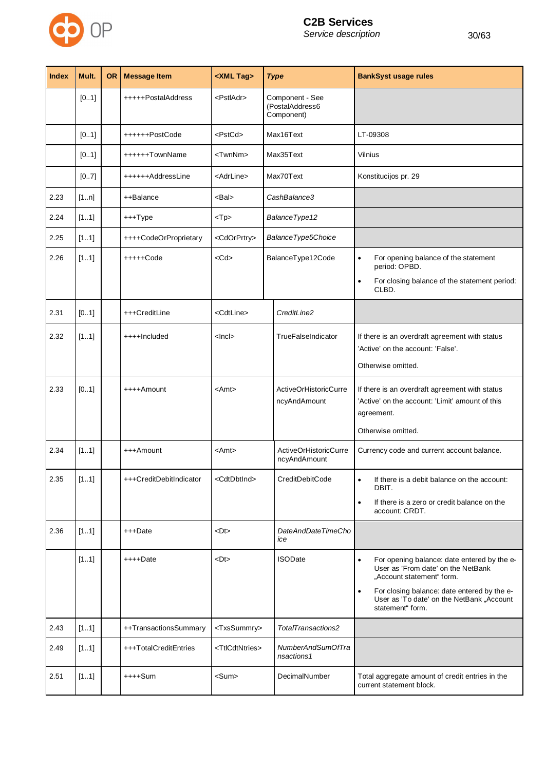| Index | Mult. | OR | Message Item | <XML Tag> | *Type* | BankSyst usage rules |
|---|---|---|---|---|---|---|
| | [0..1] | | +++++PostalAddress | <PstlAdr> | Component - See (PostalAddress6 Component) | |
| | [0..1] | | ++++++PostCode | <PstCd> | Max16Text | LT-09308 |
| | [0..1] | | ++++++TownName | <TwnNm> | Max35Text | Vilnius |
| | [0..7] | | ++++++AddressLine | <AdrLine> | Max70Text | Konstitucijos pr. 29 |
| 2.23 | [1..n] | | ++Balance | <Bal> | *CashBalance3* | |
| 2.24 | [1..1] | | +++Type | <Tp> | *BalanceType12* | |
| 2.25 | [1..1] | | ++++CodeOrProprietary | <CdOrPrtry> | *BalanceType5Choice* | |
| 2.26 | [1..1] | | +++++Code | <Cd> | BalanceType12Code | • For opening balance of the statement period: OPBD.<br>• For closing balance of the statement period: CLBD. |
| 2.31 | [0..1] | | +++CreditLine | <CdtLine> | *CreditLine2* | |
| 2.32 | [1..1] | | ++++Included | <Incl> | TrueFalseIndicator | If there is an overdraft agreement with status 'Active' on the account: 'False'.<br>Otherwise omitted. |
| 2.33 | [0..1] | | ++++Amount | <Amt> | ActiveOrHistoricCurrencyAndAmount | If there is an overdraft agreement with status 'Active' on the account: 'Limit' amount of this agreement.<br>Otherwise omitted. |
| 2.34 | [1..1] | | +++Amount | <Amt> | ActiveOrHistoricCurrencyAndAmount | Currency code and current account balance. |
| 2.35 | [1..1] | | +++CreditDebitIndicator | <CdtDbtInd> | CreditDebitCode | • If there is a debit balance on the account: DBIT.<br>• If there is a zero or credit balance on the account: CRDT. |
| 2.36 | [1..1] | | +++Date | <Dt> | *DateAndDateTimeChoice* | |
| | [1..1] | | ++++Date | <Dt> | ISODate | • For opening balance: date entered by the e-User as 'From date' on the NetBank „Account statement“ form.<br>• For closing balance: date entered by the e-User as 'To date' on the NetBank „Account statement“ form. |
| 2.43 | [1..1] | | ++TransactionsSummary | <TxsSummry> | *TotalTransactions2* | |
| 2.49 | [1..1] | | +++TotalCreditEntries | <TtlCdtNtries> | *NumberAndSumOfTransactions1* | |
| 2.51 | [1..1] | | ++++Sum | <Sum> | DecimalNumber | Total aggregate amount of credit entries in the current statement block. |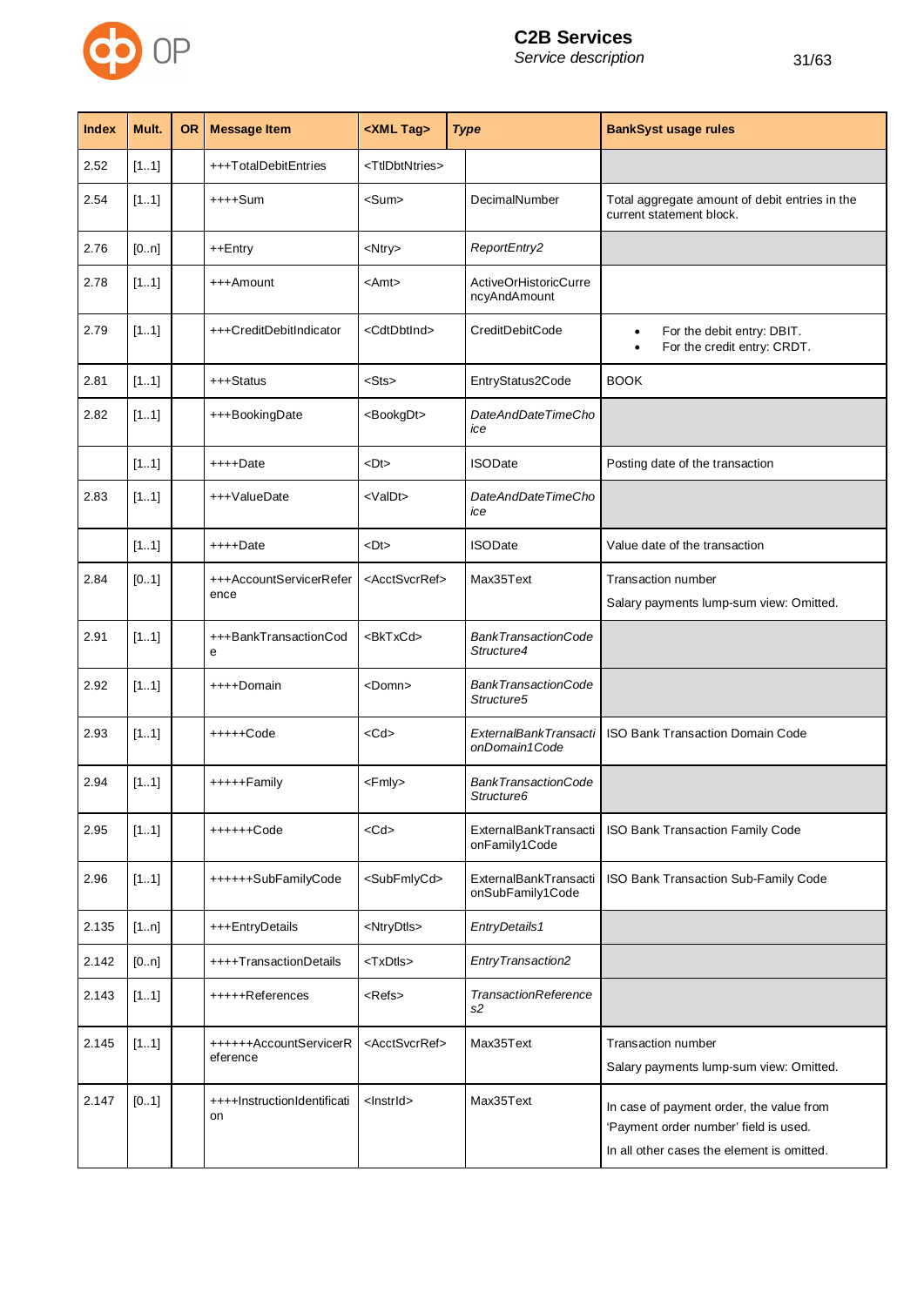| Index | Mult. | OR | Message Item | <XML Tag> | *Type* | BankSyst usage rules |
|---|---|---|---|---|---|---|
| 2.52 | [1..1] | | +++TotalDebitEntries | <TtlDbtNtries> | | |
| 2.54 | [1..1] | | ++++Sum | <Sum> | DecimalNumber | Total aggregate amount of debit entries in the current statement block. |
| 2.76 | [0..n] | | ++Entry | <Ntry> | *ReportEntry2* | |
| 2.78 | [1..1] | | +++Amount | <Amt> | ActiveOrHistoricCurrencyAndAmount | |
| 2.79 | [1..1] | | +++CreditDebitIndicator | <CdtDbtInd> | CreditDebitCode | • For the debit entry: DBIT.<br>• For the credit entry: CRDT. |
| 2.81 | [1..1] | | +++Status | <Sts> | EntryStatus2Code | BOOK |
| 2.82 | [1..1] | | +++BookingDate | <BookgDt> | *DateAndDateTimeChoice* | |
| | [1..1] | | ++++Date | <Dt> | ISODate | Posting date of the transaction |
| 2.83 | [1..1] | | +++ValueDate | <ValDt> | *DateAndDateTimeChoice* | |
| | [1..1] | | ++++Date | <Dt> | ISODate | Value date of the transaction |
| 2.84 | [0..1] | | +++AccountServicerReference | <AcctSvcrRef> | Max35Text | Transaction number<br>Salary payments lump-sum view: Omitted. |
| 2.91 | [1..1] | | +++BankTransactionCode | <BkTxCd> | *BankTransactionCodeStructure4* | |
| 2.92 | [1..1] | | ++++Domain | <Domn> | *BankTransactionCodeStructure5* | |
| 2.93 | [1..1] | | +++++Code | <Cd> | *ExternalBankTransactionDomain1Code* | ISO Bank Transaction Domain Code |
| 2.94 | [1..1] | | +++++Family | <Fmly> | *BankTransactionCodeStructure6* | |
| 2.95 | [1..1] | | ++++++Code | <Cd> | ExternalBankTransactionFamily1Code | ISO Bank Transaction Family Code |
| 2.96 | [1..1] | | ++++++SubFamilyCode | <SubFmlyCd> | ExternalBankTransactionSubFamily1Code | ISO Bank Transaction Sub-Family Code |
| 2.135 | [1..n] | | +++EntryDetails | <NtryDtls> | *EntryDetails1* | |
| 2.142 | [0..n] | | ++++TransactionDetails | <TxDtls> | *EntryTransaction2* | |
| 2.143 | [1..1] | | +++++References | <Refs> | *TransactionReferences2* | |
| 2.145 | [1..1] | | ++++++AccountServicerReference | <AcctSvcrRef> | Max35Text | Transaction number<br>Salary payments lump-sum view: Omitted. |
| 2.147 | [0..1] | | ++++InstructionIdentification | <InstrId> | Max35Text | In case of payment order, the value from 'Payment order number' field is used.<br>In all other cases the element is omitted. |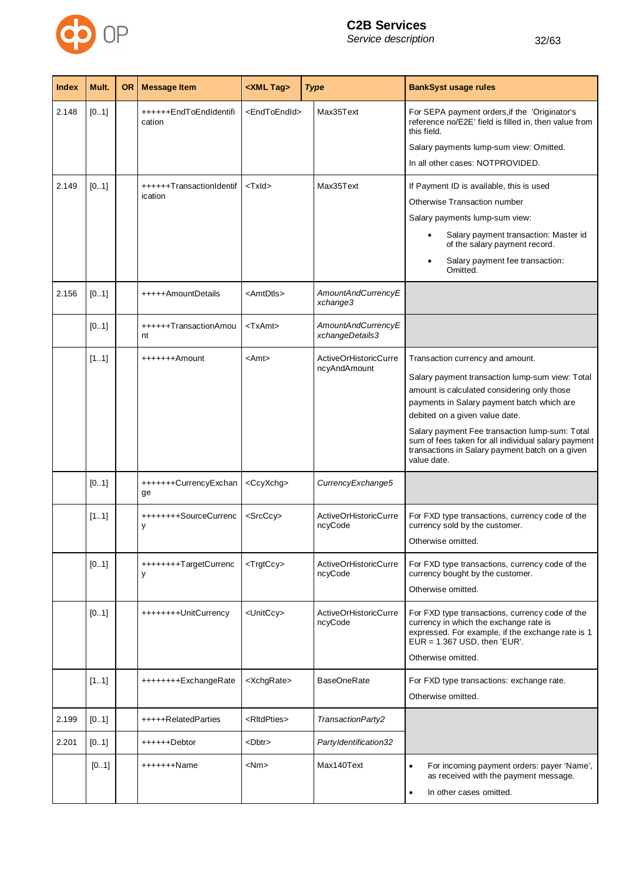| Index | Mult. | OR | Message Item | <XML Tag> | *Type* | BankSyst usage rules |
|---|---|---|---|---|---|---|
| 2.148 | [0..1] | | ++++++EndToEndIdentification | <EndToEndId> | Max35Text | For SEPA payment orders,if the 'Originator's reference no/E2E' field is filled in, then value from this field.<br><br>Salary payments lump-sum view: Omitted.<br><br>In all other cases: NOTPROVIDED. |
| 2.149 | [0..1] | | ++++++TransactionIdentification | <TxId> | Max35Text | If Payment ID is available, this is used<br><br>Otherwise Transaction number<br><br>Salary payments lump-sum view:<br><br>• Salary payment transaction: Master id of the salary payment record.<br><br>• Salary payment fee transaction: Omitted. |
| 2.156 | [0..1] | | +++++AmountDetails | <AmtDtls> | *AmountAndCurrencyExchange3* | |
| | [0..1] | | ++++++TransactionAmount | <TxAmt> | *AmountAndCurrencyExchangeDetails3* | |
| | [1..1] | | +++++++Amount | <Amt> | ActiveOrHistoricCurrencyAndAmount | Transaction currency and amount.<br><br>Salary payment transaction lump-sum view: Total amount is calculated considering only those payments in Salary payment batch which are debited on a given value date.<br><br>Salary payment Fee transaction lump-sum: Total sum of fees taken for all individual salary payment transactions in Salary payment batch on a given value date. |
| | [0..1] | | +++++++CurrencyExchange | <CcyXchg> | *CurrencyExchange5* | |
| | [1..1] | | ++++++++SourceCurrency | <SrcCcy> | ActiveOrHistoricCurrencyCode | For FXD type transactions, currency code of the currency sold by the customer.<br><br>Otherwise omitted. |
| | [0..1] | | ++++++++TargetCurrency | <TrgtCcy> | ActiveOrHistoricCurrencyCode | For FXD type transactions, currency code of the currency bought by the customer.<br><br>Otherwise omitted. |
| | [0..1] | | ++++++++UnitCurrency | <UnitCcy> | ActiveOrHistoricCurrencyCode | For FXD type transactions, currency code of the currency in which the exchange rate is expressed. For example, if the exchange rate is 1 EUR = 1.367 USD, then 'EUR'.<br><br>Otherwise omitted. |
| | [1..1] | | ++++++++ExchangeRate | <XchgRate> | BaseOneRate | For FXD type transactions: exchange rate.<br><br>Otherwise omitted. |
| 2.199 | [0..1] | | +++++RelatedParties | <RltdPties> | *TransactionParty2* | |
| 2.201 | [0..1] | | ++++++Debtor | <Dbtr> | *PartyIdentification32* | |
| | [0..1] | | +++++++Name | <Nm> | Max140Text | • For incoming payment orders: payer 'Name', as received with the payment message.<br><br>• In other cases omitted. |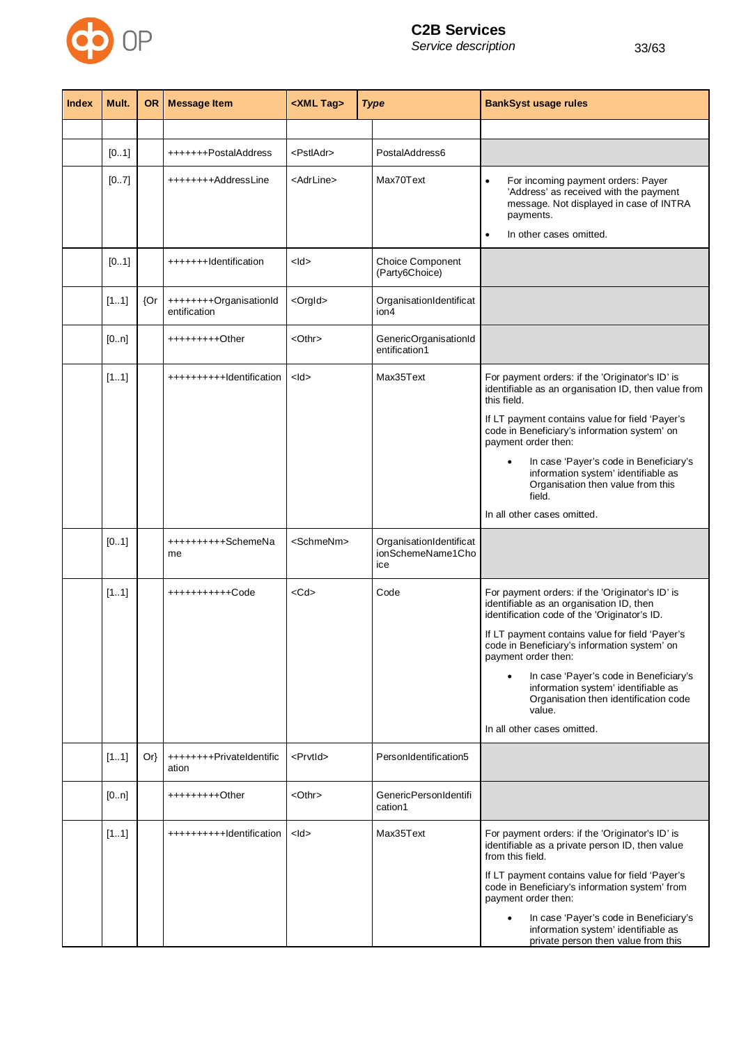| Index | Mult. | OR | Message Item | <XML Tag> | *Type* | BankSyst usage rules |
|---|---|---|---|---|---|---|
| | | | | | | |
| | [0..1] | | +++++++PostalAddress | <PstlAdr> | PostalAddress6 | |
| | [0..7] | | ++++++++AddressLine | <AdrLine> | Max70Text | • For incoming payment orders: Payer 'Address' as received with the payment message. Not displayed in case of INTRA payments.<br>• In other cases omitted. |
| | [0..1] | | +++++++Identification | <Id> | Choice Component (Party6Choice) | |
| | [1..1] | {Or | ++++++++OrganisationIdentification | <OrgId> | OrganisationIdentification4 | |
| | [0..n] | | +++++++++Other | <Othr> | GenericOrganisationIdentification1 | |
| | [1..1] | | ++++++++++Identification | <Id> | Max35Text | For payment orders: if the 'Originator's ID' is identifiable as an organisation ID, then value from this field.<br>If LT payment contains value for field 'Payer's code in Beneficiary's information system' on payment order then:<br>• In case 'Payer's code in Beneficiary's information system' identifiable as Organisation then value from this field.<br>In all other cases omitted. |
| | [0..1] | | ++++++++++SchemeName | <SchmeNm> | OrganisationIdentificationSchemeName1Choice | |
| | [1..1] | | +++++++++++Code | <Cd> | Code | For payment orders: if the 'Originator's ID' is identifiable as an organisation ID, then identification code of the 'Originator's ID.<br>If LT payment contains value for field 'Payer's code in Beneficiary's information system' on payment order then:<br>• In case 'Payer's code in Beneficiary's information system' identifiable as Organisation then identification code value.<br>In all other cases omitted. |
| | [1..1] | Or} | ++++++++PrivateIdentification | <PrvtId> | PersonIdentification5 | |
| | [0..n] | | +++++++++Other | <Othr> | GenericPersonIdentification1 | |
| | [1..1] | | ++++++++++Identification | <Id> | Max35Text | For payment orders: if the 'Originator's ID' is identifiable as a private person ID, then value from this field.<br>If LT payment contains value for field 'Payer's code in Beneficiary's information system' from payment order then:<br>• In case 'Payer's code in Beneficiary's information system' identifiable as private person then value from this |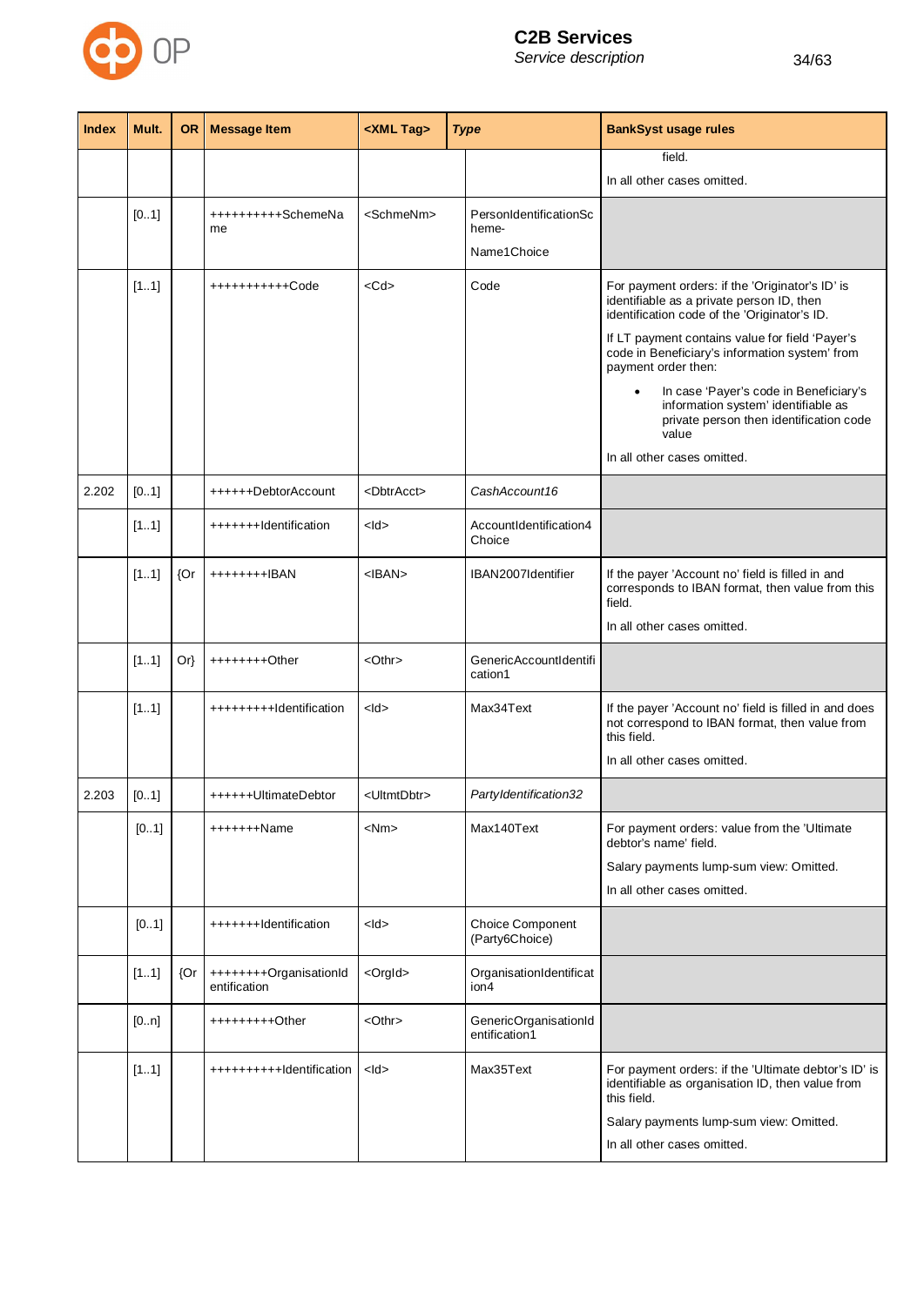| Index | Mult. | OR | Message Item | <XML Tag> | *Type* | BankSyst usage rules |
|---|---|---|---|---|---|---|
| | | | | | | field.<br><br>In all other cases omitted. |
| | [0..1] | | ++++++++++SchemeName | <SchmeNm> | PersonIdentificationScheme-<br><br>Name1Choice | |
| | [1..1] | | +++++++++++Code | <Cd> | Code | For payment orders: if the 'Originator's ID' is identifiable as a private person ID, then identification code of the 'Originator's ID.<br><br>If LT payment contains value for field 'Payer's code in Beneficiary's information system' from payment order then:<br><br>• In case 'Payer's code in Beneficiary's information system' identifiable as private person then identification code value<br><br>In all other cases omitted. |
| 2.202 | [0..1] | | ++++++DebtorAccount | <DbtrAcct> | *CashAccount16* | |
| | [1..1] | | +++++++Identification | <Id> | AccountIdentification4Choice | |
| | [1..1] | {Or | ++++++++IBAN | <IBAN> | IBAN2007Identifier | If the payer 'Account no' field is filled in and corresponds to IBAN format, then value from this field.<br><br>In all other cases omitted. |
| | [1..1] | Or} | ++++++++Other | <Othr> | GenericAccountIdentification1 | |
| | [1..1] | | +++++++++Identification | <Id> | Max34Text | If the payer 'Account no' field is filled in and does not correspond to IBAN format, then value from this field.<br><br>In all other cases omitted. |
| 2.203 | [0..1] | | ++++++UltimateDebtor | <UltmtDbtr> | *PartyIdentification32* | |
| | [0..1] | | +++++++Name | <Nm> | Max140Text | For payment orders: value from the 'Ultimate debtor's name' field.<br><br>Salary payments lump-sum view: Omitted.<br><br>In all other cases omitted. |
| | [0..1] | | +++++++Identification | <Id> | Choice Component (Party6Choice) | |
| | [1..1] | {Or | ++++++++OrganisationIdentification | <OrgId> | OrganisationIdentification4 | |
| | [0..n] | | +++++++++Other | <Othr> | GenericOrganisationIdentification1 | |
| | [1..1] | | ++++++++++Identification | <Id> | Max35Text | For payment orders: if the 'Ultimate debtor's ID' is identifiable as organisation ID, then value from this field.<br><br>Salary payments lump-sum view: Omitted.<br><br>In all other cases omitted. |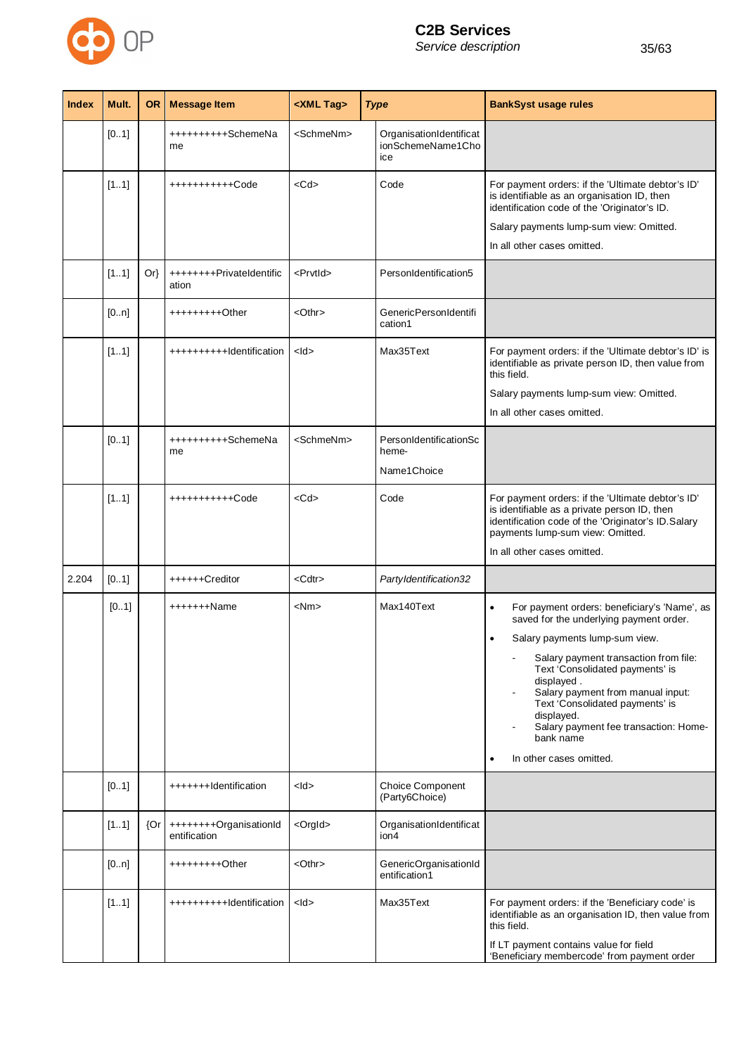| Index | Mult. | OR | Message Item | <XML Tag> | *Type* | BankSyst usage rules |
|---|---|---|---|---|---|---|
| | [0..1] | | ++++++++++SchemeName | <SchmeNm> | OrganisationIdentificationSchemeName1Choice | |
| | [1..1] | | +++++++++++Code | <Cd> | Code | For payment orders: if the 'Ultimate debtor's ID' is identifiable as an organisation ID, then identification code of the 'Originator's ID.<br><br>Salary payments lump-sum view: Omitted.<br><br>In all other cases omitted. |
| | [1..1] | Or} | ++++++++PrivateIdentification | <PrvtId> | PersonIdentification5 | |
| | [0..n] | | +++++++++Other | <Othr> | GenericPersonIdentification1 | |
| | [1..1] | | ++++++++++Identification | <Id> | Max35Text | For payment orders: if the 'Ultimate debtor's ID' is identifiable as private person ID, then value from this field.<br><br>Salary payments lump-sum view: Omitted.<br><br>In all other cases omitted. |
| | [0..1] | | ++++++++++SchemeName | <SchmeNm> | PersonIdentificationScheme-<br><br>Name1Choice | |
| | [1..1] | | +++++++++++Code | <Cd> | Code | For payment orders: if the 'Ultimate debtor's ID' is identifiable as a private person ID, then identification code of the 'Originator's ID.Salary payments lump-sum view: Omitted.<br><br>In all other cases omitted. |
| 2.204 | [0..1] | | ++++++Creditor | <Cdtr> | *PartyIdentification32* | |
| | [0..1] | | +++++++Name | <Nm> | Max140Text | • For payment orders: beneficiary's 'Name', as saved for the underlying payment order.<br>• Salary payments lump-sum view.<br>- Salary payment transaction from file: Text 'Consolidated payments' is displayed .<br>- Salary payment from manual input: Text 'Consolidated payments' is displayed.<br>- Salary payment fee transaction: Home-bank name<br>• In other cases omitted. |
| | [0..1] | | +++++++Identification | <Id> | Choice Component (Party6Choice) | |
| | [1..1] | {Or | ++++++++OrganisationIdentification | <OrgId> | OrganisationIdentification4 | |
| | [0..n] | | +++++++++Other | <Othr> | GenericOrganisationIdentification1 | |
| | [1..1] | | ++++++++++Identification | <Id> | Max35Text | For payment orders: if the 'Beneficiary code' is identifiable as an organisation ID, then value from this field.<br><br>If LT payment contains value for field 'Beneficiary membercode' from payment order |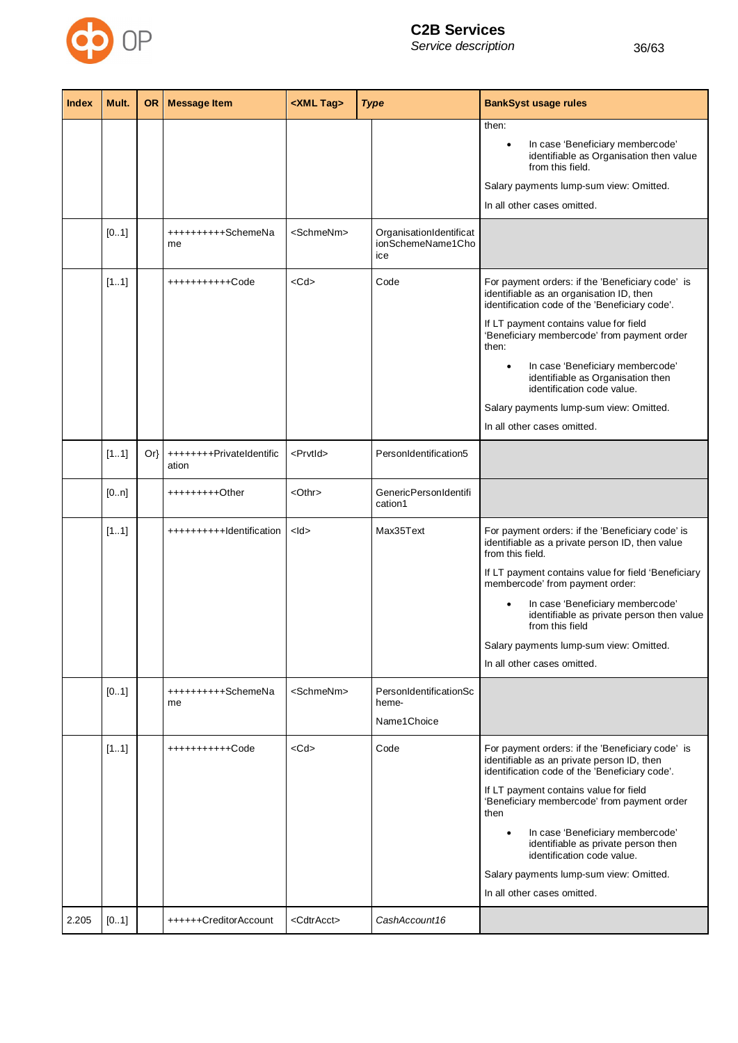| Index | Mult. | OR | Message Item | <XML Tag> | *Type* | BankSyst usage rules |
|---|---|---|---|---|---|---|
| | | | | | | then:<br>• In case 'Beneficiary membercode' identifiable as Organisation then value from this field.<br>Salary payments lump-sum view: Omitted.<br>In all other cases omitted. |
| | [0..1] | | ++++++++++SchemeName | <SchmeNm> | OrganisationIdentificationSchemeName1Choice | |
| | [1..1] | | +++++++++++Code | <Cd> | Code | For payment orders: if the 'Beneficiary code' is identifiable as an organisation ID, then identification code of the 'Beneficiary code'.<br>If LT payment contains value for field 'Beneficiary membercode' from payment order then:<br>• In case 'Beneficiary membercode' identifiable as Organisation then identification code value.<br>Salary payments lump-sum view: Omitted.<br>In all other cases omitted. |
| | [1..1] | Or} | ++++++++PrivateIdentification | <PrvtId> | PersonIdentification5 | |
| | [0..n] | | +++++++++Other | <Othr> | GenericPersonIdentification1 | |
| | [1..1] | | ++++++++++Identification | <Id> | Max35Text | For payment orders: if the 'Beneficiary code' is identifiable as a private person ID, then value from this field.<br>If LT payment contains value for field 'Beneficiary membercode' from payment order:<br>• In case 'Beneficiary membercode' identifiable as private person then value from this field<br>Salary payments lump-sum view: Omitted.<br>In all other cases omitted. |
| | [0..1] | | ++++++++++SchemeName | <SchmeNm> | PersonIdentificationScheme-<br>Name1Choice | |
| | [1..1] | | +++++++++++Code | <Cd> | Code | For payment orders: if the 'Beneficiary code' is identifiable as an private person ID, then identification code of the 'Beneficiary code'.<br>If LT payment contains value for field 'Beneficiary membercode' from payment order then<br>• In case 'Beneficiary membercode' identifiable as private person then identification code value.<br>Salary payments lump-sum view: Omitted.<br>In all other cases omitted. |
| 2.205 | [0..1] | | ++++++CreditorAccount | <CdtrAcct> | *CashAccount16* | |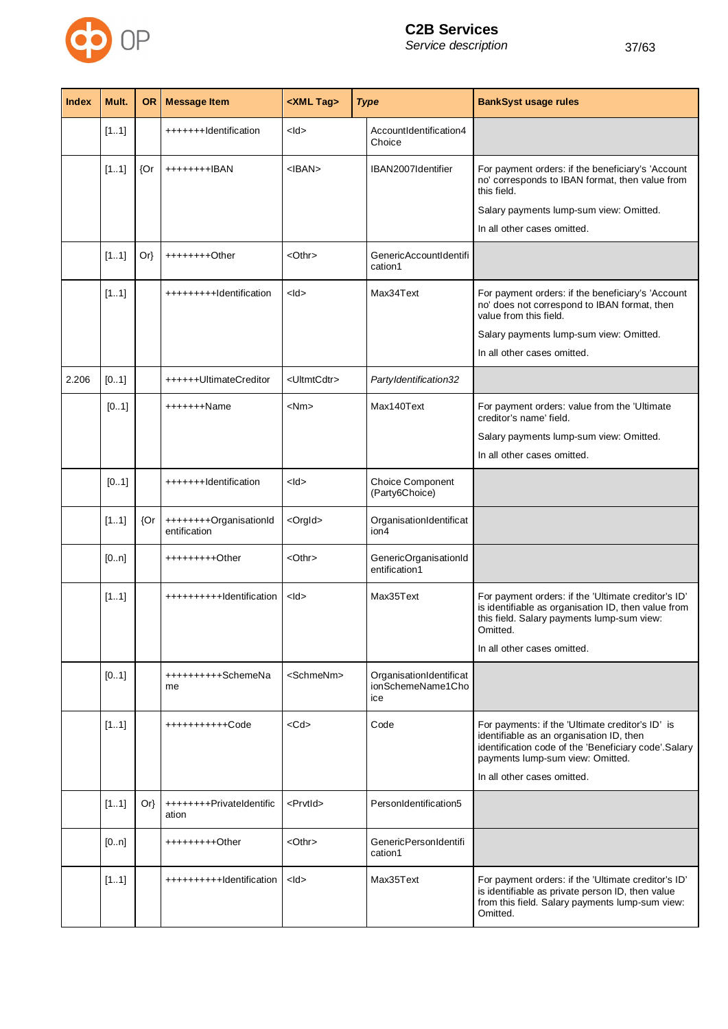| Index | Mult. | OR | Message Item | <XML Tag> | *Type* | BankSyst usage rules |
|---|---|---|---|---|---|---|
| | [1..1] | | +++++++Identification | <Id> | AccountIdentification4 Choice | |
| | [1..1] | {Or | ++++++++IBAN | <IBAN> | IBAN2007Identifier | For payment orders: if the beneficiary's 'Account no' corresponds to IBAN format, then value from this field.<br><br>Salary payments lump-sum view: Omitted.<br><br>In all other cases omitted. |
| | [1..1] | Or} | ++++++++Other | <Othr> | GenericAccountIdentification1 | |
| | [1..1] | | +++++++++Identification | <Id> | Max34Text | For payment orders: if the beneficiary's 'Account no' does not correspond to IBAN format, then value from this field.<br><br>Salary payments lump-sum view: Omitted.<br><br>In all other cases omitted. |
| 2.206 | [0..1] | | ++++++UltimateCreditor | <UltmtCdtr> | *PartyIdentification32* | |
| | [0..1] | | +++++++Name | <Nm> | Max140Text | For payment orders: value from the 'Ultimate creditor's name' field.<br><br>Salary payments lump-sum view: Omitted.<br><br>In all other cases omitted. |
| | [0..1] | | +++++++Identification | <Id> | Choice Component (Party6Choice) | |
| | [1..1] | {Or | ++++++++OrganisationIdentification | <OrgId> | OrganisationIdentification4 | |
| | [0..n] | | +++++++++Other | <Othr> | GenericOrganisationIdentification1 | |
| | [1..1] | | ++++++++++Identification | <Id> | Max35Text | For payment orders: if the 'Ultimate creditor's ID' is identifiable as organisation ID, then value from this field. Salary payments lump-sum view: Omitted.<br><br>In all other cases omitted. |
| | [0..1] | | ++++++++++SchemeName | <SchmeNm> | OrganisationIdentificationSchemeName1Choice | |
| | [1..1] | | +++++++++++Code | <Cd> | Code | For payments: if the 'Ultimate creditor's ID' is identifiable as an organisation ID, then identification code of the 'Beneficiary code'.Salary payments lump-sum view: Omitted.<br><br>In all other cases omitted. |
| | [1..1] | Or} | ++++++++PrivateIdentification | <PrvtId> | PersonIdentification5 | |
| | [0..n] | | +++++++++Other | <Othr> | GenericPersonIdentification1 | |
| | [1..1] | | ++++++++++Identification | <Id> | Max35Text | For payment orders: if the 'Ultimate creditor's ID' is identifiable as private person ID, then value from this field. Salary payments lump-sum view: Omitted. |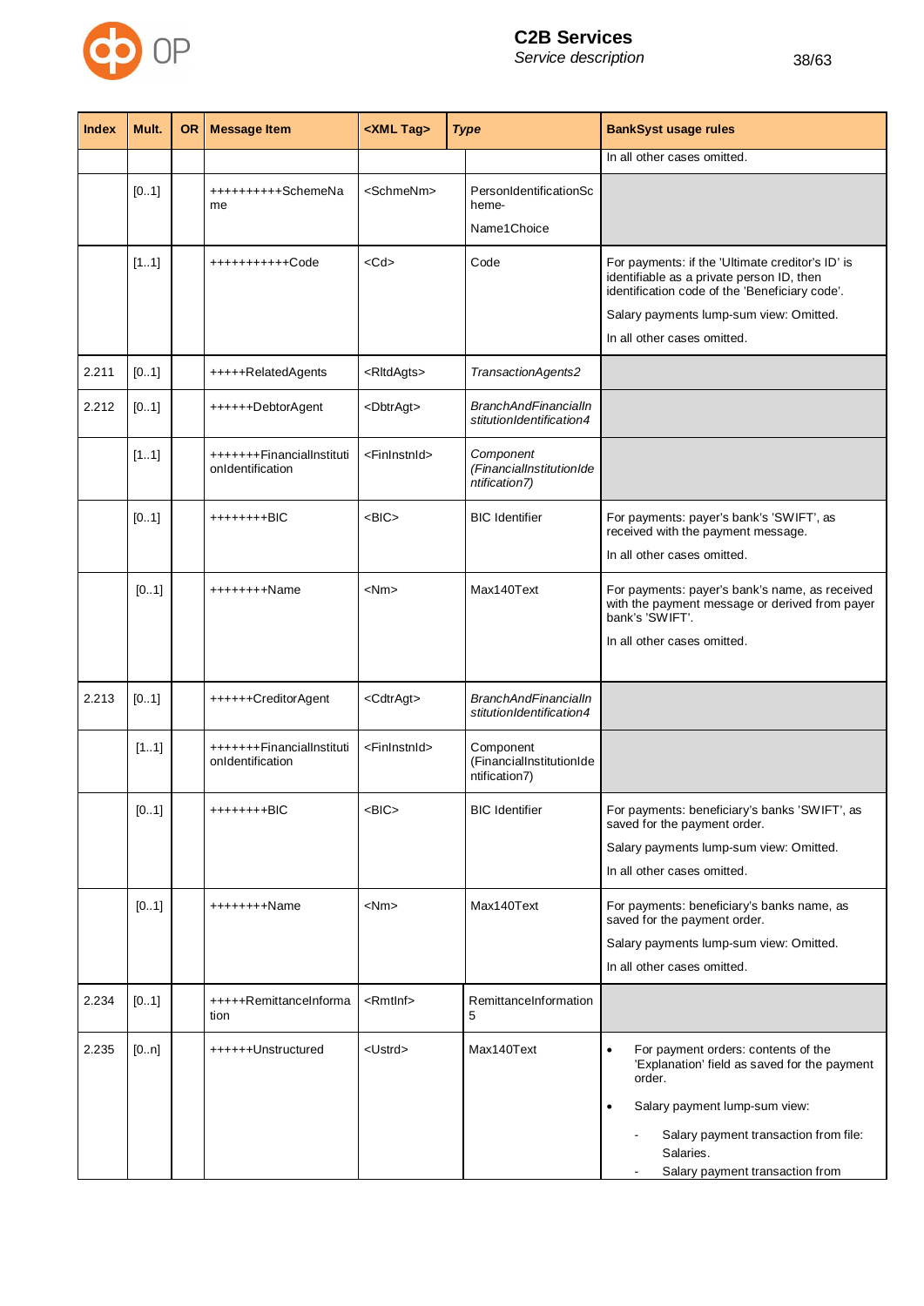| Index | Mult. | OR | Message Item | <XML Tag> | *Type* | BankSyst usage rules |
|---|---|---|---|---|---|---|
| | | | | | | In all other cases omitted. |
| | [0..1] | | ++++++++++SchemeName | <SchmeNm> | PersonIdentificationScheme-<br><br>Name1Choice | |
| | [1..1] | | +++++++++++Code | <Cd> | Code | For payments: if the 'Ultimate creditor's ID' is identifiable as a private person ID, then identification code of the 'Beneficiary code'.<br><br>Salary payments lump-sum view: Omitted.<br><br>In all other cases omitted. |
| 2.211 | [0..1] | | +++++RelatedAgents | <RltdAgts> | *TransactionAgents2* | |
| 2.212 | [0..1] | | ++++++DebtorAgent | <DbtrAgt> | *BranchAndFinancialInstitutionIdentification4* | |
| | [1..1] | | +++++++FinancialInstitutionIdentification | <FinInstnId> | *Component (FinancialInstitutionIdentification7)* | |
| | [0..1] | | ++++++++BIC | <BIC> | BIC Identifier | For payments: payer's bank's 'SWIFT', as received with the payment message.<br><br>In all other cases omitted. |
| | [0..1] | | ++++++++Name | <Nm> | Max140Text | For payments: payer's bank's name, as received with the payment message or derived from payer bank's 'SWIFT'.<br><br>In all other cases omitted. |
| 2.213 | [0..1] | | ++++++CreditorAgent | <CdtrAgt> | *BranchAndFinancialInstitutionIdentification4* | |
| | [1..1] | | +++++++FinancialInstitutionIdentification | <FinInstnId> | Component (FinancialInstitutionIdentification7) | |
| | [0..1] | | ++++++++BIC | <BIC> | BIC Identifier | For payments: beneficiary's banks 'SWIFT', as saved for the payment order.<br><br>Salary payments lump-sum view: Omitted.<br><br>In all other cases omitted. |
| | [0..1] | | ++++++++Name | <Nm> | Max140Text | For payments: beneficiary's banks name, as saved for the payment order.<br><br>Salary payments lump-sum view: Omitted.<br><br>In all other cases omitted. |
| 2.234 | [0..1] | | +++++RemittanceInformation | <RmtInf> | RemittanceInformation5 | |
| 2.235 | [0..n] | | ++++++Unstructured | <Ustrd> | Max140Text | • For payment orders: contents of the 'Explanation' field as saved for the payment order.<br><br>• Salary payment lump-sum view:<br><br>- Salary payment transaction from file: Salaries.<br>- Salary payment transaction from |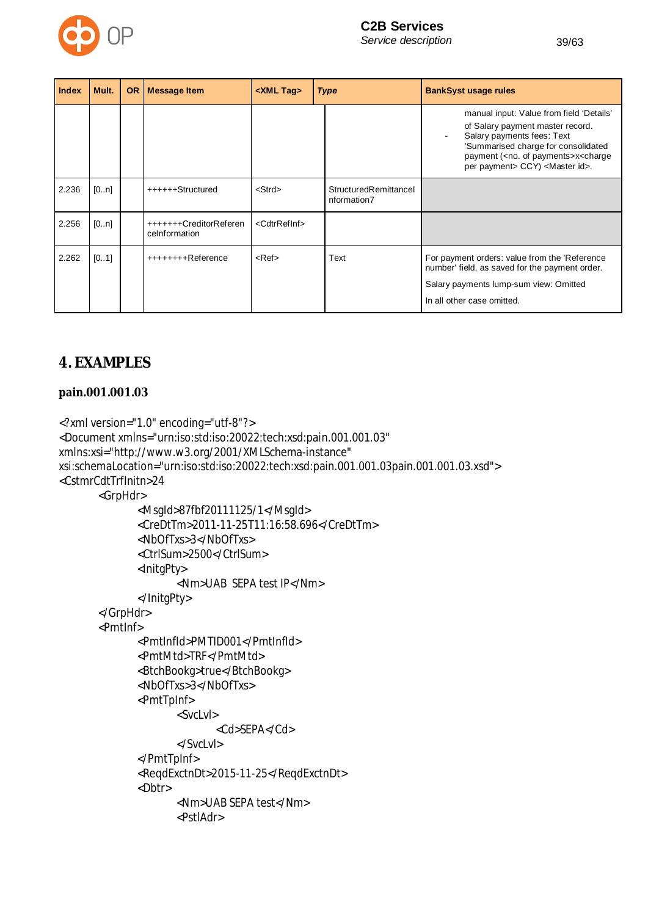| Index | Mult. | OR | Message Item | <XML Tag> | Type | BankSyst usage rules |
|---|---|---|---|---|---|---|
| | | | | | | manual input: Value from field 'Details' of Salary payment master record.<br>- Salary payments fees: Text 'Summarised charge for consolidated payment (<no. of payments>x<charge per payment> CCY) <Master id>. |
| 2.236 | [0..n] | | ++++++Structured | <Strd> | StructuredRemittanceInformation7 | |
| 2.256 | [0..n] | | +++++++CreditorReferenceInformation | <CdtrRefInf> | | |
| 2.262 | [0..1] | | ++++++++Reference | <Ref> | Text | For payment orders: value from the 'Reference number' field, as saved for the payment order.<br>Salary payments lump-sum view: Omitted<br>In all other case omitted. |

# 4. EXAMPLES

## pain.001.001.03

```
<?xml version="1.0" encoding="utf-8"?>
<Document xmlns="urn:iso:std:iso:20022:tech:xsd:pain.001.001.03"
xmlns:xsi="http://www.w3.org/2001/XMLSchema-instance"
xsi:schemaLocation="urn:iso:std:iso:20022:tech:xsd:pain.001.001.03pain.001.001.03.xsd">
<CstmrCdtTrfInitn>24
	<GrpHdr>
		<MsgId>87fbf20111125/1</MsgId>
		<CreDtTm>2011-11-25T11:16:58.696</CreDtTm>
		<NbOfTxs>3</NbOfTxs>
		<CtrlSum>2500</CtrlSum>
		<InitgPty>
			<Nm>UAB  SEPA test IP</Nm>
		</InitgPty>
	</GrpHdr>
	<PmtInf>
		<PmtInfId>PMTID001</PmtInfId>
		<PmtMtd>TRF</PmtMtd>
		<BtchBookg>true</BtchBookg>
		<NbOfTxs>3</NbOfTxs>
		<PmtTpInf>
			<SvcLvl>
				<Cd>SEPA</Cd>
			</SvcLvl>
		</PmtTpInf>
		<ReqdExctnDt>2015-11-25</ReqdExctnDt>
		<Dbtr>
			<Nm>UAB SEPA test</Nm>
			<PstlAdr>
```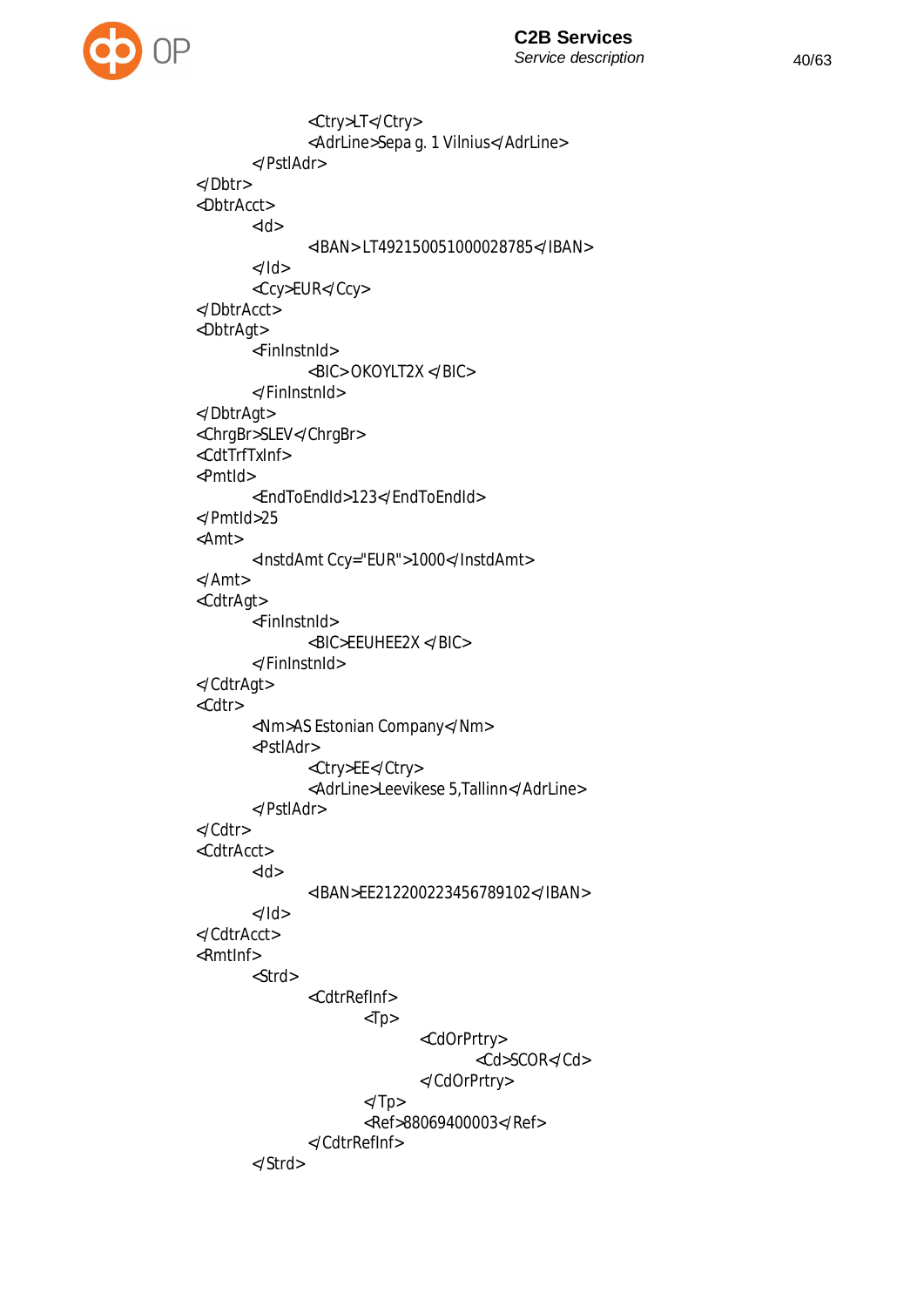```
            <Ctry>LT</Ctry>
            <AdrLine>Sepa g. 1 Vilnius</AdrLine>
        </PstlAdr>
</Dbtr>
<DbtrAcct>
        <Id>
            <IBAN>LT492150051000028785</IBAN>
        </Id>
        <Ccy>EUR</Ccy>
</DbtrAcct>
<DbtrAgt>
        <FinInstnId>
            <BIC>OKOYLT2X </BIC>
        </FinInstnId>
</DbtrAgt>
<ChrgBr>SLEV</ChrgBr>
<CdtTrfTxInf>
<PmtId>
        <EndToEndId>123</EndToEndId>
</PmtId>25
<Amt>
        <InstdAmt Ccy="EUR">1000</InstdAmt>
</Amt>
<CdtrAgt>
        <FinInstnId>
            <BIC>EEUHEE2X </BIC>
        </FinInstnId>
</CdtrAgt>
<Cdtr>
        <Nm>AS Estonian Company</Nm>
        <PstlAdr>
            <Ctry>EE</Ctry>
            <AdrLine>Leevikese 5,Tallinn</AdrLine>
        </PstlAdr>
</Cdtr>
<CdtrAcct>
        <Id>
            <IBAN>EE212200223456789102</IBAN>
        </Id>
</CdtrAcct>
<RmtInf>
        <Strd>
            <CdtrRefInf>
                <Tp>
                    <CdOrPrtry>
                        <Cd>SCOR</Cd>
                    </CdOrPrtry>
                </Tp>
                <Ref>88069400003</Ref>
            </CdtrRefInf>
        </Strd>
```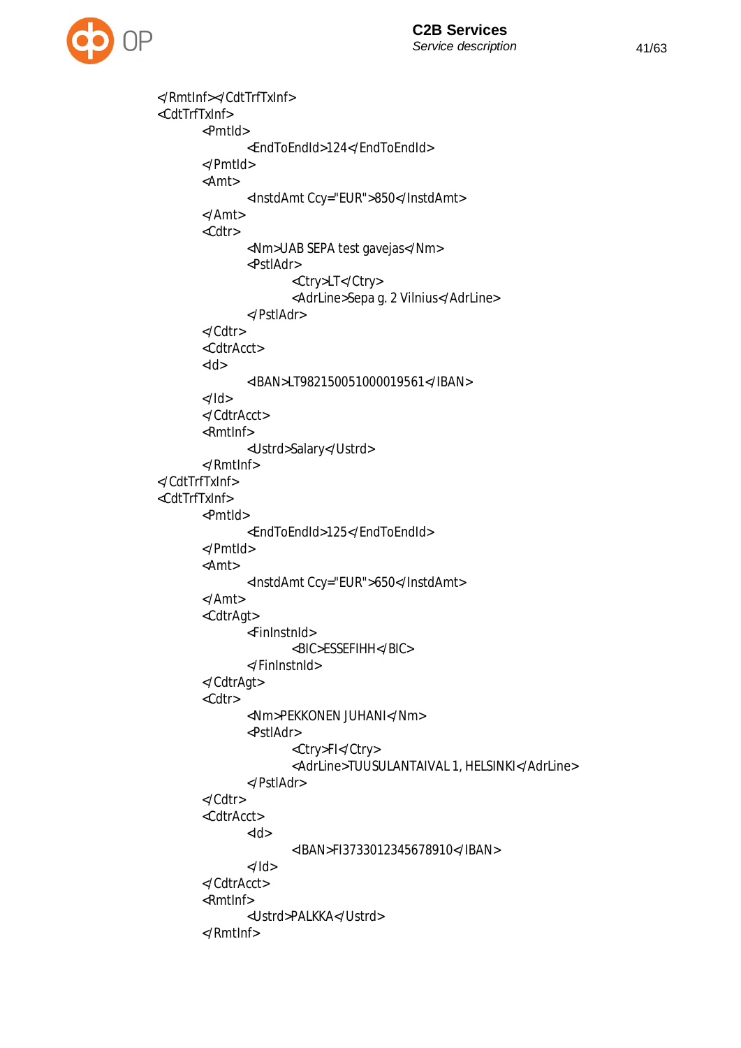```xml
</RmtInf></CdtTrfTxInf>
<CdtTrfTxInf>
        <PmtId>
                <EndToEndId>124</EndToEndId>
        </PmtId>
        <Amt>
                <InstdAmt Ccy="EUR">850</InstdAmt>
        </Amt>
        <Cdtr>
                <Nm>UAB SEPA test gavejas</Nm>
                <PstlAdr>
                        <Ctry>LT</Ctry>
                        <AdrLine>Sepa g. 2 Vilnius</AdrLine>
                </PstlAdr>
        </Cdtr>
        <CdtrAcct>
        <Id>
                <IBAN>LT982150051000019561</IBAN>
        </Id>
        </CdtrAcct>
        <RmtInf>
                <Ustrd>Salary</Ustrd>
        </RmtInf>
</CdtTrfTxInf>
<CdtTrfTxInf>
        <PmtId>
                <EndToEndId>125</EndToEndId>
        </PmtId>
        <Amt>
                <InstdAmt Ccy="EUR">650</InstdAmt>
        </Amt>
        <CdtrAgt>
                <FinInstnId>
                        <BIC>ESSEFIHH</BIC>
                </FinInstnId>
        </CdtrAgt>
        <Cdtr>
                <Nm>PEKKONEN JUHANI</Nm>
                <PstlAdr>
                        <Ctry>FI</Ctry>
                        <AdrLine>TUUSULANTAIVAL 1, HELSINKI</AdrLine>
                </PstlAdr>
        </Cdtr>
        <CdtrAcct>
                <Id>
                        <IBAN>FI3733012345678910</IBAN>
                </Id>
        </CdtrAcct>
        <RmtInf>
                <Ustrd>PALKKA</Ustrd>
        </RmtInf>
```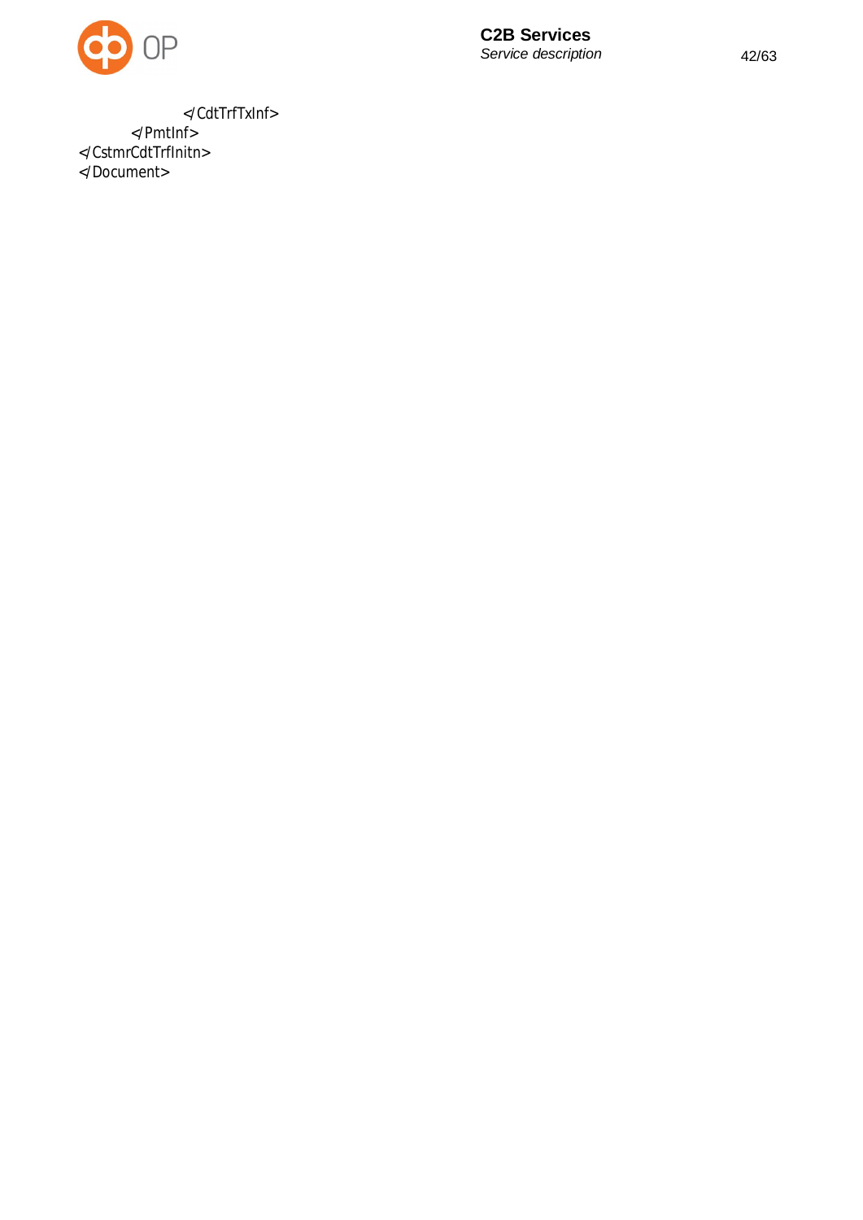```
            </CdtTrfTxInf>
        </PmtInf>
</CstmrCdtTrfInitn>
</Document>
```